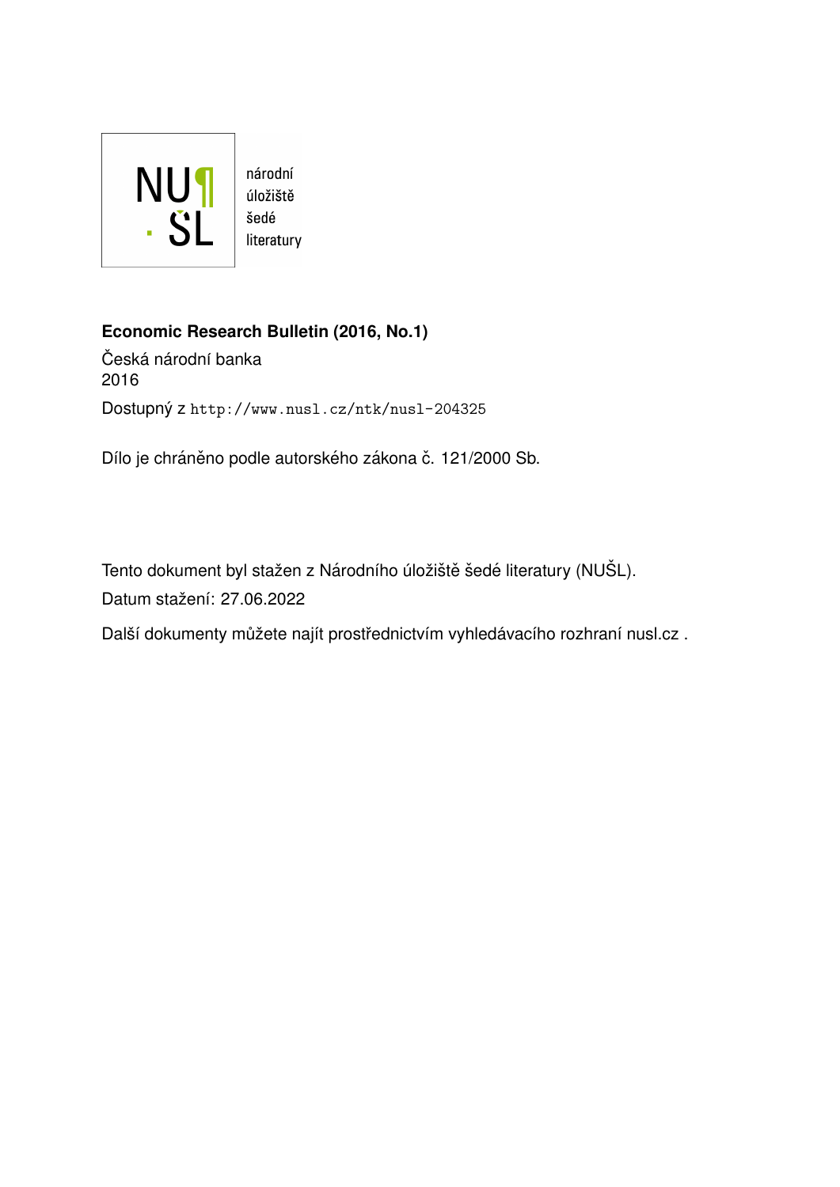národní
úložiště
šedé
literatury

**Economic Research Bulletin (2016, No.1)**

Česká národní banka
2016

Dostupný z http://www.nusl.cz/ntk/nusl-204325

Dílo je chráněno podle autorského zákona č. 121/2000 Sb.

Tento dokument byl stažen z Národního úložiště šedé literatury (NUŠL).

Datum stažení: 27.06.2022

Další dokumenty můžete najít prostřednictvím vyhledávacího rozhraní nusl.cz .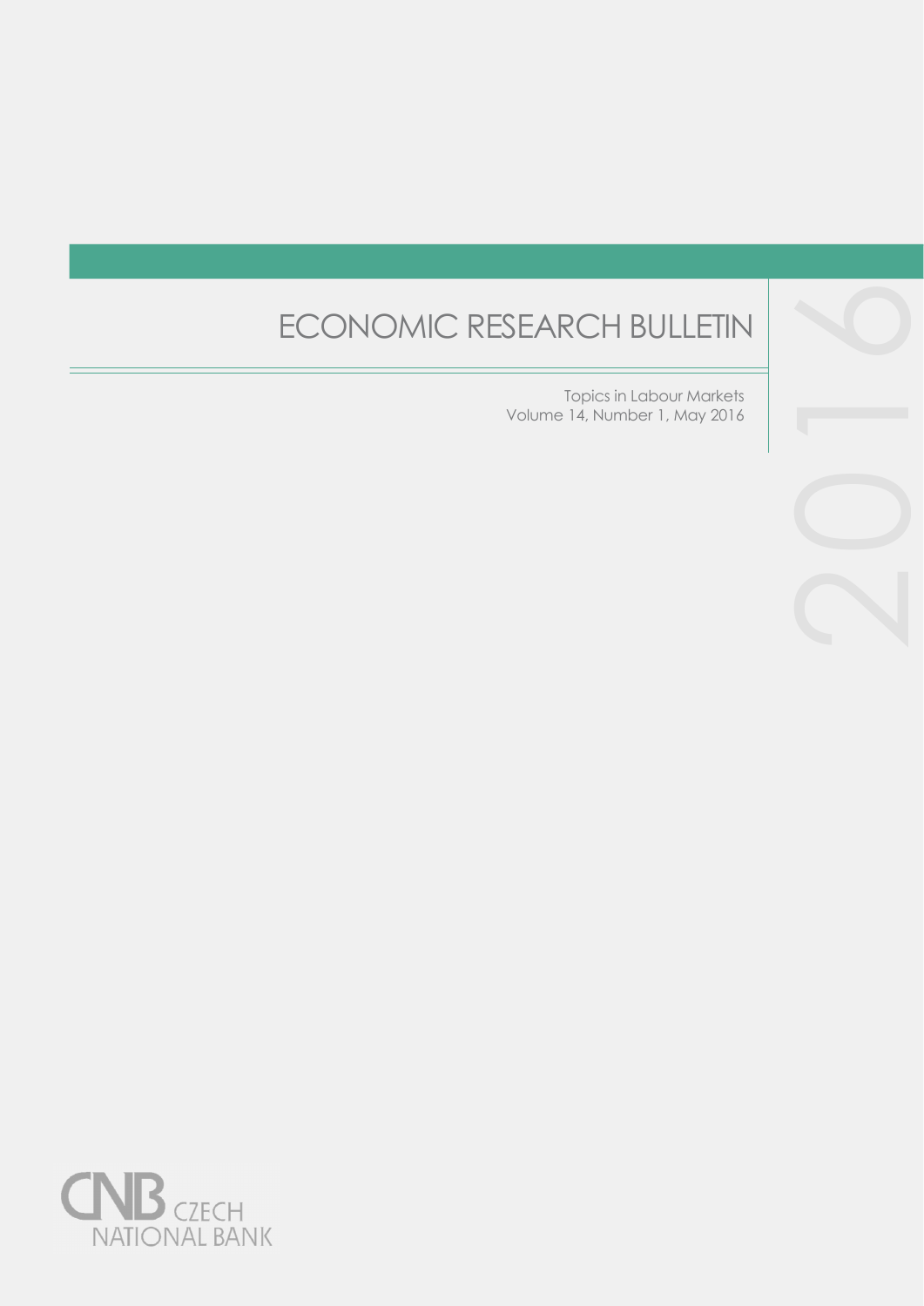# ECONOMIC RESEARCH BULLETIN

Topics in Labour Markets
Volume 14, Number 1, May 2016

2016

CNB CZECH NATIONAL BANK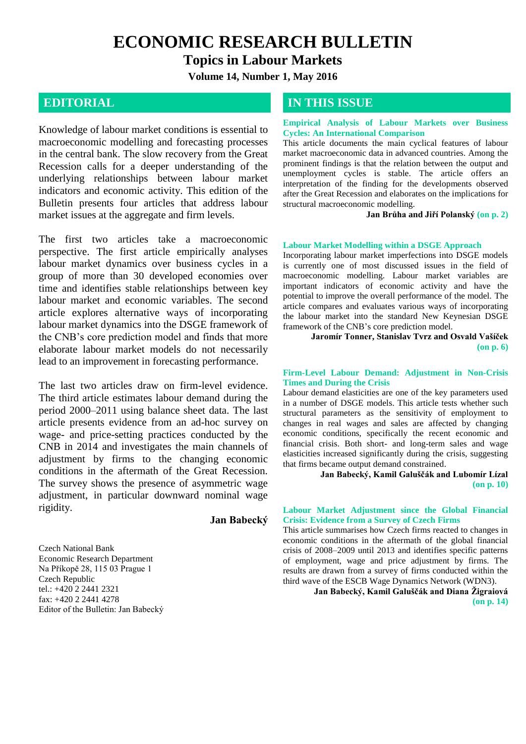# ECONOMIC RESEARCH BULLETIN

## Topics in Labour Markets

**Volume 14, Number 1, May 2016**

## EDITORIAL

Knowledge of labour market conditions is essential to macroeconomic modelling and forecasting processes in the central bank. The slow recovery from the Great Recession calls for a deeper understanding of the underlying relationships between labour market indicators and economic activity. This edition of the Bulletin presents four articles that address labour market issues at the aggregate and firm levels.

The first two articles take a macroeconomic perspective. The first article empirically analyses labour market dynamics over business cycles in a group of more than 30 developed economies over time and identifies stable relationships between key labour market and economic variables. The second article explores alternative ways of incorporating labour market dynamics into the DSGE framework of the CNB's core prediction model and finds that more elaborate labour market models do not necessarily lead to an improvement in forecasting performance.

The last two articles draw on firm-level evidence. The third article estimates labour demand during the period 2000–2011 using balance sheet data. The last article presents evidence from an ad-hoc survey on wage- and price-setting practices conducted by the CNB in 2014 and investigates the main channels of adjustment by firms to the changing economic conditions in the aftermath of the Great Recession. The survey shows the presence of asymmetric wage adjustment, in particular downward nominal wage rigidity.

**Jan Babecký**

Czech National Bank
Economic Research Department
Na Příkopě 28, 115 03 Prague 1
Czech Republic
tel.: +420 2 2441 2321
fax: +420 2 2441 4278
Editor of the Bulletin: Jan Babecký

## IN THIS ISSUE

**Empirical Analysis of Labour Markets over Business Cycles: An International Comparison**

This article documents the main cyclical features of labour market macroeconomic data in advanced countries. Among the prominent findings is that the relation between the output and unemployment cycles is stable. The article offers an interpretation of the finding for the developments observed after the Great Recession and elaborates on the implications for structural macroeconomic modelling.

**Jan Brůha and Jiří Polanský (on p. 2)**

**Labour Market Modelling within a DSGE Approach**

Incorporating labour market imperfections into DSGE models is currently one of most discussed issues in the field of macroeconomic modelling. Labour market variables are important indicators of economic activity and have the potential to improve the overall performance of the model. The article compares and evaluates various ways of incorporating the labour market into the standard New Keynesian DSGE framework of the CNB's core prediction model.

**Jaromír Tonner, Stanislav Tvrz and Osvald Vašíček (on p. 6)**

**Firm-Level Labour Demand: Adjustment in Non-Crisis Times and During the Crisis**

Labour demand elasticities are one of the key parameters used in a number of DSGE models. This article tests whether such structural parameters as the sensitivity of employment to changes in real wages and sales are affected by changing economic conditions, specifically the recent economic and financial crisis. Both short- and long-term sales and wage elasticities increased significantly during the crisis, suggesting that firms became output demand constrained.

**Jan Babecký, Kamil Galuščák and Lubomír Lízal (on p. 10)**

**Labour Market Adjustment since the Global Financial Crisis: Evidence from a Survey of Czech Firms**

This article summarises how Czech firms reacted to changes in economic conditions in the aftermath of the global financial crisis of 2008–2009 until 2013 and identifies specific patterns of employment, wage and price adjustment by firms. The results are drawn from a survey of firms conducted within the third wave of the ESCB Wage Dynamics Network (WDN3).

**Jan Babecký, Kamil Galuščák and Diana Žigraiová (on p. 14)**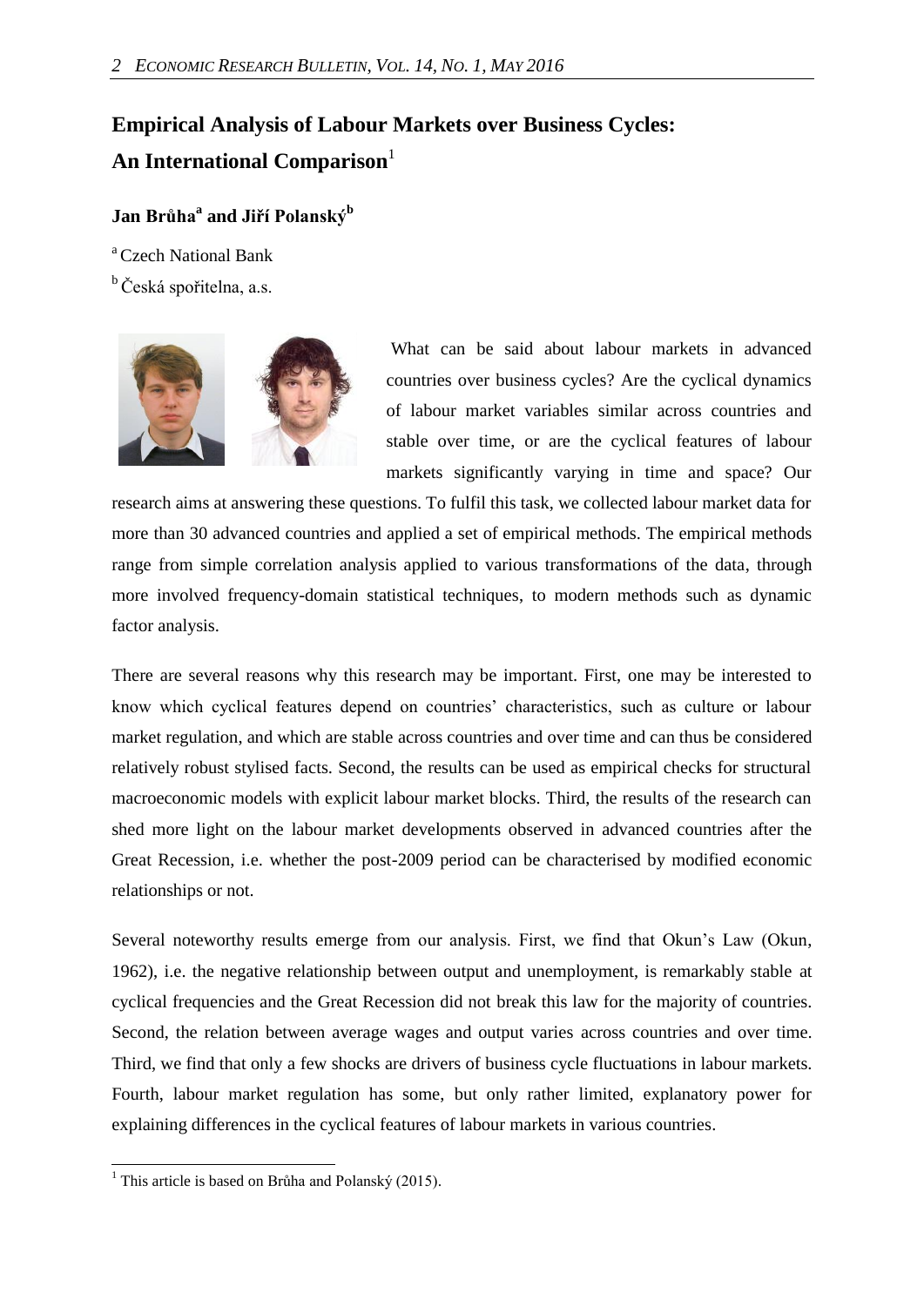# Empirical Analysis of Labour Markets over Business Cycles: An International Comparison[1]

**Jan Brůha[a] and Jiří Polanský[b]**

[a] Czech National Bank

[b] Česká spořitelna, a.s.

What can be said about labour markets in advanced countries over business cycles? Are the cyclical dynamics of labour market variables similar across countries and stable over time, or are the cyclical features of labour markets significantly varying in time and space? Our research aims at answering these questions. To fulfil this task, we collected labour market data for more than 30 advanced countries and applied a set of empirical methods. The empirical methods range from simple correlation analysis applied to various transformations of the data, through more involved frequency-domain statistical techniques, to modern methods such as dynamic factor analysis.

There are several reasons why this research may be important. First, one may be interested to know which cyclical features depend on countries' characteristics, such as culture or labour market regulation, and which are stable across countries and over time and can thus be considered relatively robust stylised facts. Second, the results can be used as empirical checks for structural macroeconomic models with explicit labour market blocks. Third, the results of the research can shed more light on the labour market developments observed in advanced countries after the Great Recession, i.e. whether the post-2009 period can be characterised by modified economic relationships or not.

Several noteworthy results emerge from our analysis. First, we find that Okun's Law (Okun, 1962), i.e. the negative relationship between output and unemployment, is remarkably stable at cyclical frequencies and the Great Recession did not break this law for the majority of countries. Second, the relation between average wages and output varies across countries and over time. Third, we find that only a few shocks are drivers of business cycle fluctuations in labour markets. Fourth, labour market regulation has some, but only rather limited, explanatory power for explaining differences in the cyclical features of labour markets in various countries.

[1] This article is based on Brůha and Polanský (2015).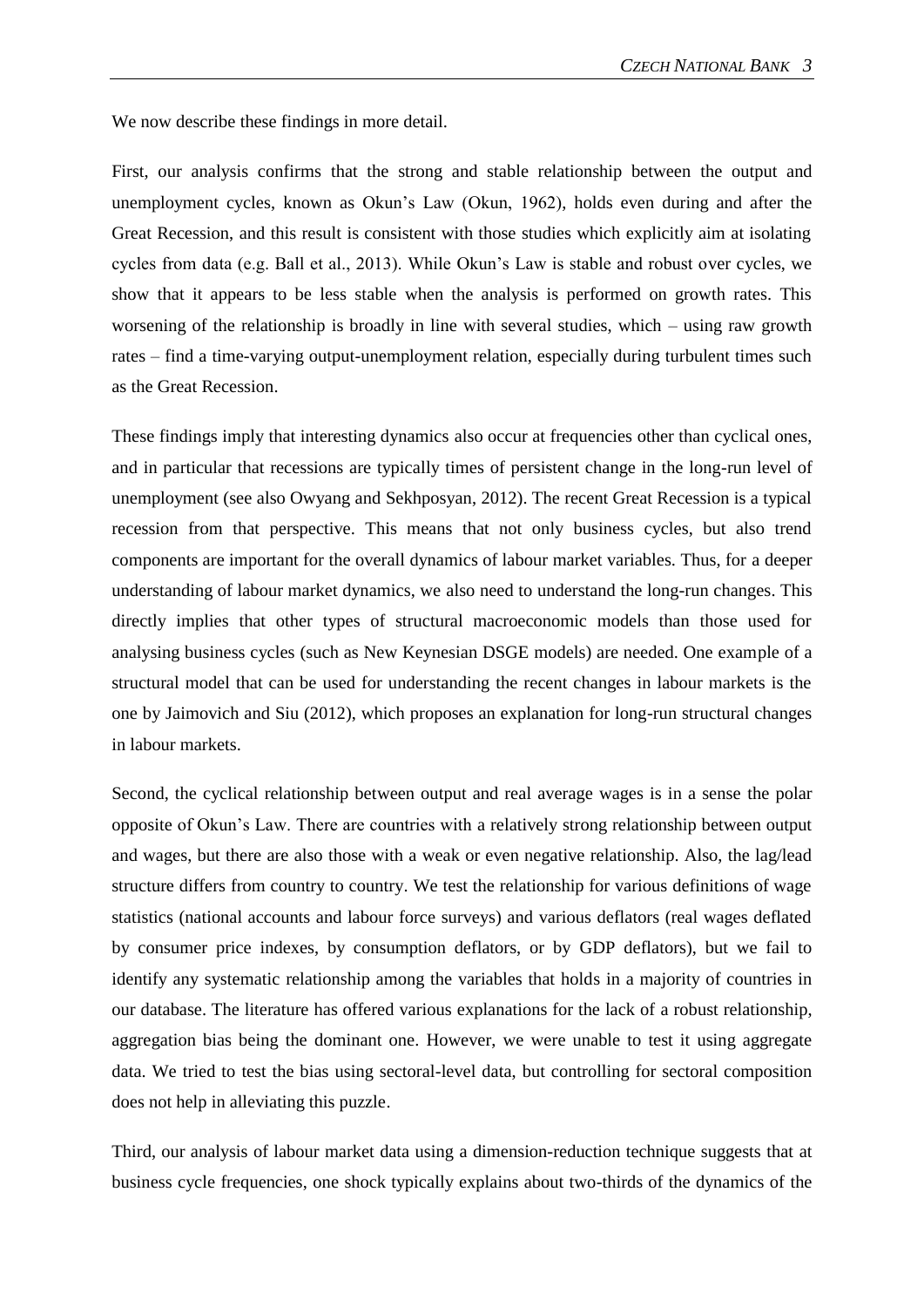We now describe these findings in more detail.

First, our analysis confirms that the strong and stable relationship between the output and unemployment cycles, known as Okun's Law (Okun, 1962), holds even during and after the Great Recession, and this result is consistent with those studies which explicitly aim at isolating cycles from data (e.g. Ball et al., 2013). While Okun's Law is stable and robust over cycles, we show that it appears to be less stable when the analysis is performed on growth rates. This worsening of the relationship is broadly in line with several studies, which – using raw growth rates – find a time-varying output-unemployment relation, especially during turbulent times such as the Great Recession.

These findings imply that interesting dynamics also occur at frequencies other than cyclical ones, and in particular that recessions are typically times of persistent change in the long-run level of unemployment (see also Owyang and Sekhposyan, 2012). The recent Great Recession is a typical recession from that perspective. This means that not only business cycles, but also trend components are important for the overall dynamics of labour market variables. Thus, for a deeper understanding of labour market dynamics, we also need to understand the long-run changes. This directly implies that other types of structural macroeconomic models than those used for analysing business cycles (such as New Keynesian DSGE models) are needed. One example of a structural model that can be used for understanding the recent changes in labour markets is the one by Jaimovich and Siu (2012), which proposes an explanation for long-run structural changes in labour markets.

Second, the cyclical relationship between output and real average wages is in a sense the polar opposite of Okun's Law. There are countries with a relatively strong relationship between output and wages, but there are also those with a weak or even negative relationship. Also, the lag/lead structure differs from country to country. We test the relationship for various definitions of wage statistics (national accounts and labour force surveys) and various deflators (real wages deflated by consumer price indexes, by consumption deflators, or by GDP deflators), but we fail to identify any systematic relationship among the variables that holds in a majority of countries in our database. The literature has offered various explanations for the lack of a robust relationship, aggregation bias being the dominant one. However, we were unable to test it using aggregate data. We tried to test the bias using sectoral-level data, but controlling for sectoral composition does not help in alleviating this puzzle.

Third, our analysis of labour market data using a dimension-reduction technique suggests that at business cycle frequencies, one shock typically explains about two-thirds of the dynamics of the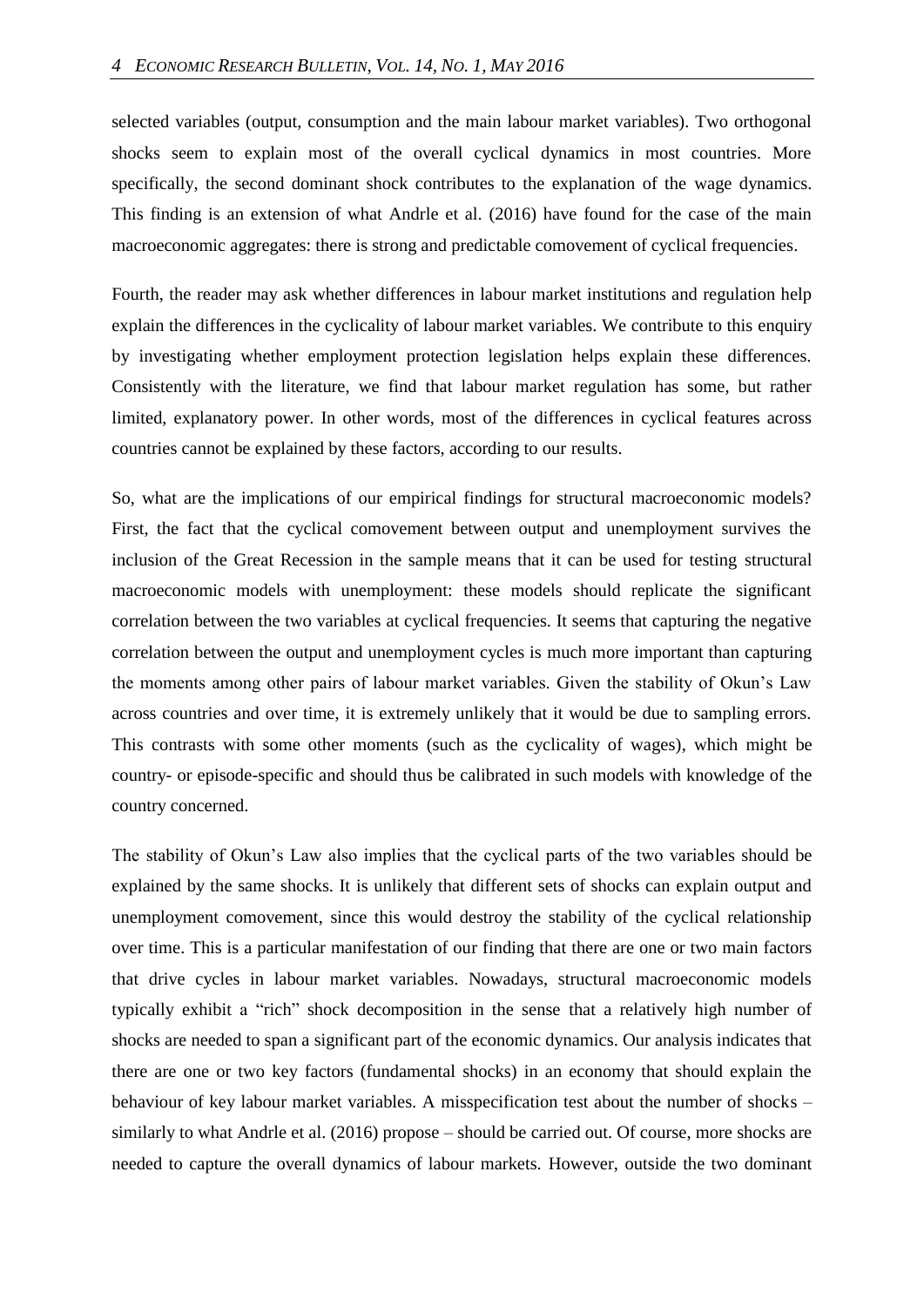selected variables (output, consumption and the main labour market variables). Two orthogonal shocks seem to explain most of the overall cyclical dynamics in most countries. More specifically, the second dominant shock contributes to the explanation of the wage dynamics. This finding is an extension of what Andrle et al. (2016) have found for the case of the main macroeconomic aggregates: there is strong and predictable comovement of cyclical frequencies.

Fourth, the reader may ask whether differences in labour market institutions and regulation help explain the differences in the cyclicality of labour market variables. We contribute to this enquiry by investigating whether employment protection legislation helps explain these differences. Consistently with the literature, we find that labour market regulation has some, but rather limited, explanatory power. In other words, most of the differences in cyclical features across countries cannot be explained by these factors, according to our results.

So, what are the implications of our empirical findings for structural macroeconomic models? First, the fact that the cyclical comovement between output and unemployment survives the inclusion of the Great Recession in the sample means that it can be used for testing structural macroeconomic models with unemployment: these models should replicate the significant correlation between the two variables at cyclical frequencies. It seems that capturing the negative correlation between the output and unemployment cycles is much more important than capturing the moments among other pairs of labour market variables. Given the stability of Okun's Law across countries and over time, it is extremely unlikely that it would be due to sampling errors. This contrasts with some other moments (such as the cyclicality of wages), which might be country- or episode-specific and should thus be calibrated in such models with knowledge of the country concerned.

The stability of Okun's Law also implies that the cyclical parts of the two variables should be explained by the same shocks. It is unlikely that different sets of shocks can explain output and unemployment comovement, since this would destroy the stability of the cyclical relationship over time. This is a particular manifestation of our finding that there are one or two main factors that drive cycles in labour market variables. Nowadays, structural macroeconomic models typically exhibit a "rich" shock decomposition in the sense that a relatively high number of shocks are needed to span a significant part of the economic dynamics. Our analysis indicates that there are one or two key factors (fundamental shocks) in an economy that should explain the behaviour of key labour market variables. A misspecification test about the number of shocks – similarly to what Andrle et al. (2016) propose – should be carried out. Of course, more shocks are needed to capture the overall dynamics of labour markets. However, outside the two dominant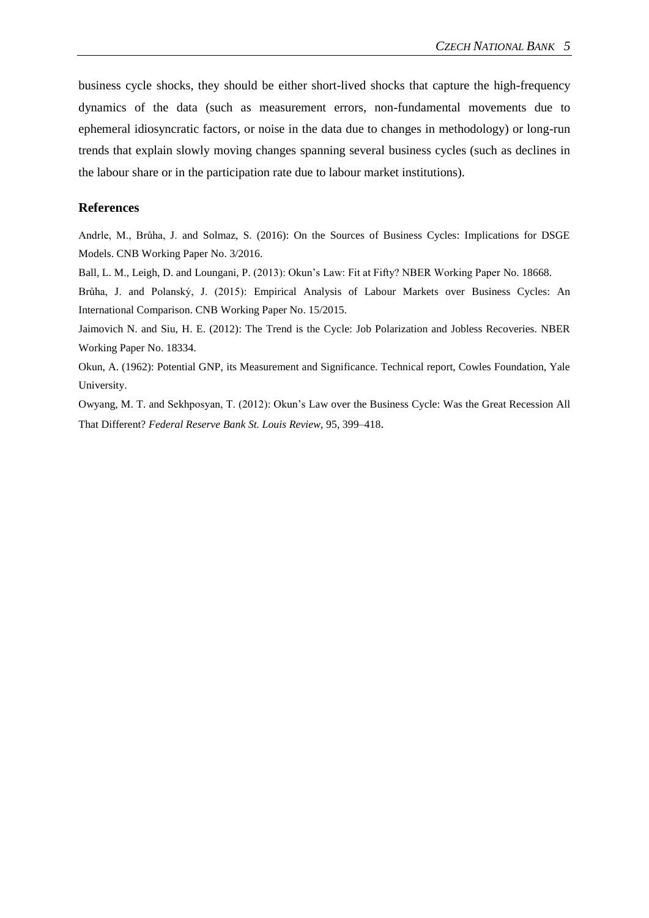business cycle shocks, they should be either short-lived shocks that capture the high-frequency dynamics of the data (such as measurement errors, non-fundamental movements due to ephemeral idiosyncratic factors, or noise in the data due to changes in methodology) or long-run trends that explain slowly moving changes spanning several business cycles (such as declines in the labour share or in the participation rate due to labour market institutions).

## References

Andrle, M., Brůha, J. and Solmaz, S. (2016): On the Sources of Business Cycles: Implications for DSGE Models. CNB Working Paper No. 3/2016.

Ball, L. M., Leigh, D. and Loungani, P. (2013): Okun's Law: Fit at Fifty? NBER Working Paper No. 18668.

Brůha, J. and Polanský, J. (2015): Empirical Analysis of Labour Markets over Business Cycles: An International Comparison. CNB Working Paper No. 15/2015.

Jaimovich N. and Siu, H. E. (2012): The Trend is the Cycle: Job Polarization and Jobless Recoveries. NBER Working Paper No. 18334.

Okun, A. (1962): Potential GNP, its Measurement and Significance. Technical report, Cowles Foundation, Yale University.

Owyang, M. T. and Sekhposyan, T. (2012): Okun's Law over the Business Cycle: Was the Great Recession All That Different? *Federal Reserve Bank St. Louis Review*, 95, 399–418.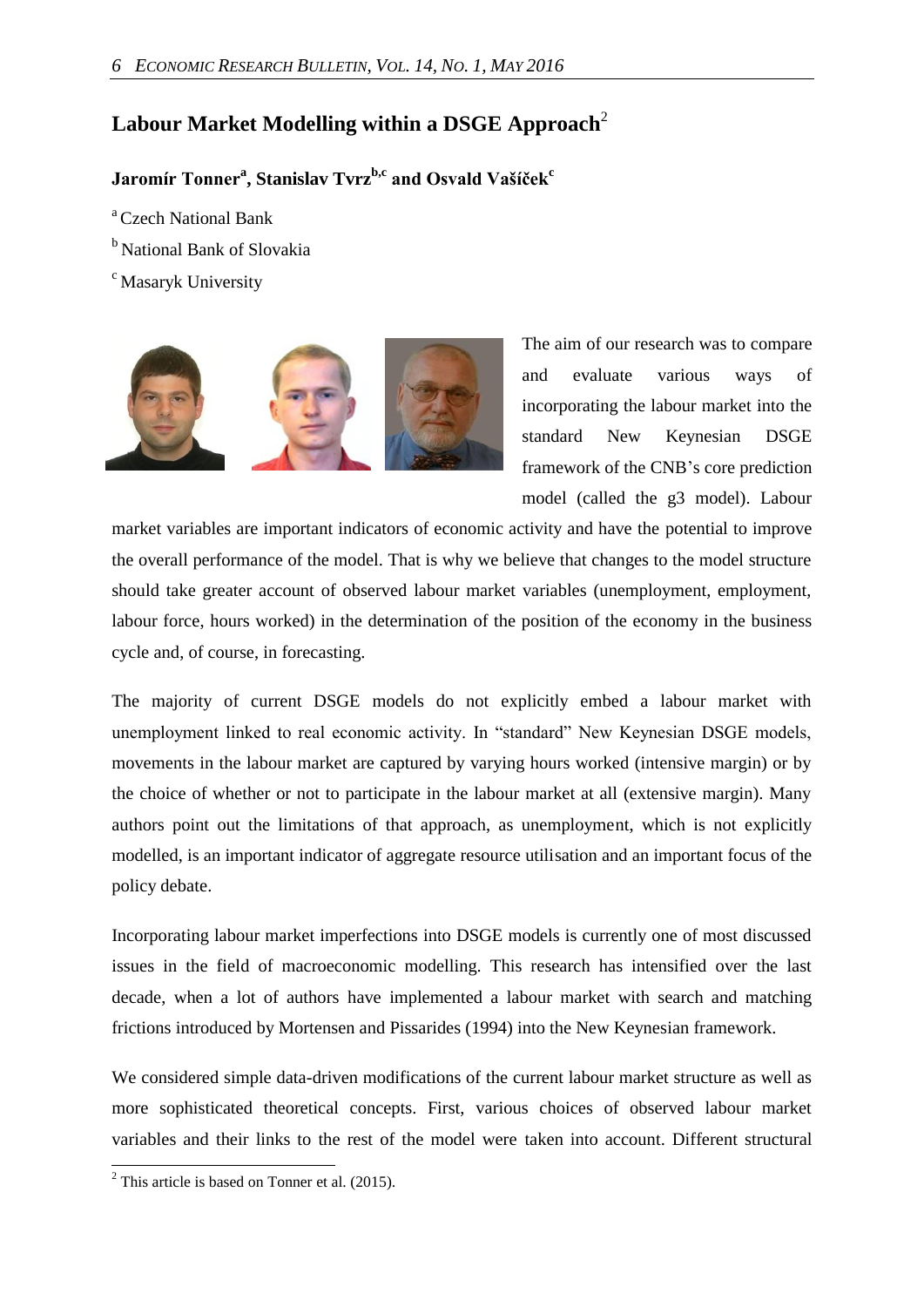## Labour Market Modelling within a DSGE Approach[2]

**Jaromír Tonner[a], Stanislav Tvrz[b,c] and Osvald Vašíček[c]**

[a] Czech National Bank

[b] National Bank of Slovakia

[c] Masaryk University

The aim of our research was to compare and evaluate various ways of incorporating the labour market into the standard New Keynesian DSGE framework of the CNB's core prediction model (called the g3 model). Labour market variables are important indicators of economic activity and have the potential to improve the overall performance of the model. That is why we believe that changes to the model structure should take greater account of observed labour market variables (unemployment, employment, labour force, hours worked) in the determination of the position of the economy in the business cycle and, of course, in forecasting.

The majority of current DSGE models do not explicitly embed a labour market with unemployment linked to real economic activity. In "standard" New Keynesian DSGE models, movements in the labour market are captured by varying hours worked (intensive margin) or by the choice of whether or not to participate in the labour market at all (extensive margin). Many authors point out the limitations of that approach, as unemployment, which is not explicitly modelled, is an important indicator of aggregate resource utilisation and an important focus of the policy debate.

Incorporating labour market imperfections into DSGE models is currently one of most discussed issues in the field of macroeconomic modelling. This research has intensified over the last decade, when a lot of authors have implemented a labour market with search and matching frictions introduced by Mortensen and Pissarides (1994) into the New Keynesian framework.

We considered simple data-driven modifications of the current labour market structure as well as more sophisticated theoretical concepts. First, various choices of observed labour market variables and their links to the rest of the model were taken into account. Different structural

[2] This article is based on Tonner et al. (2015).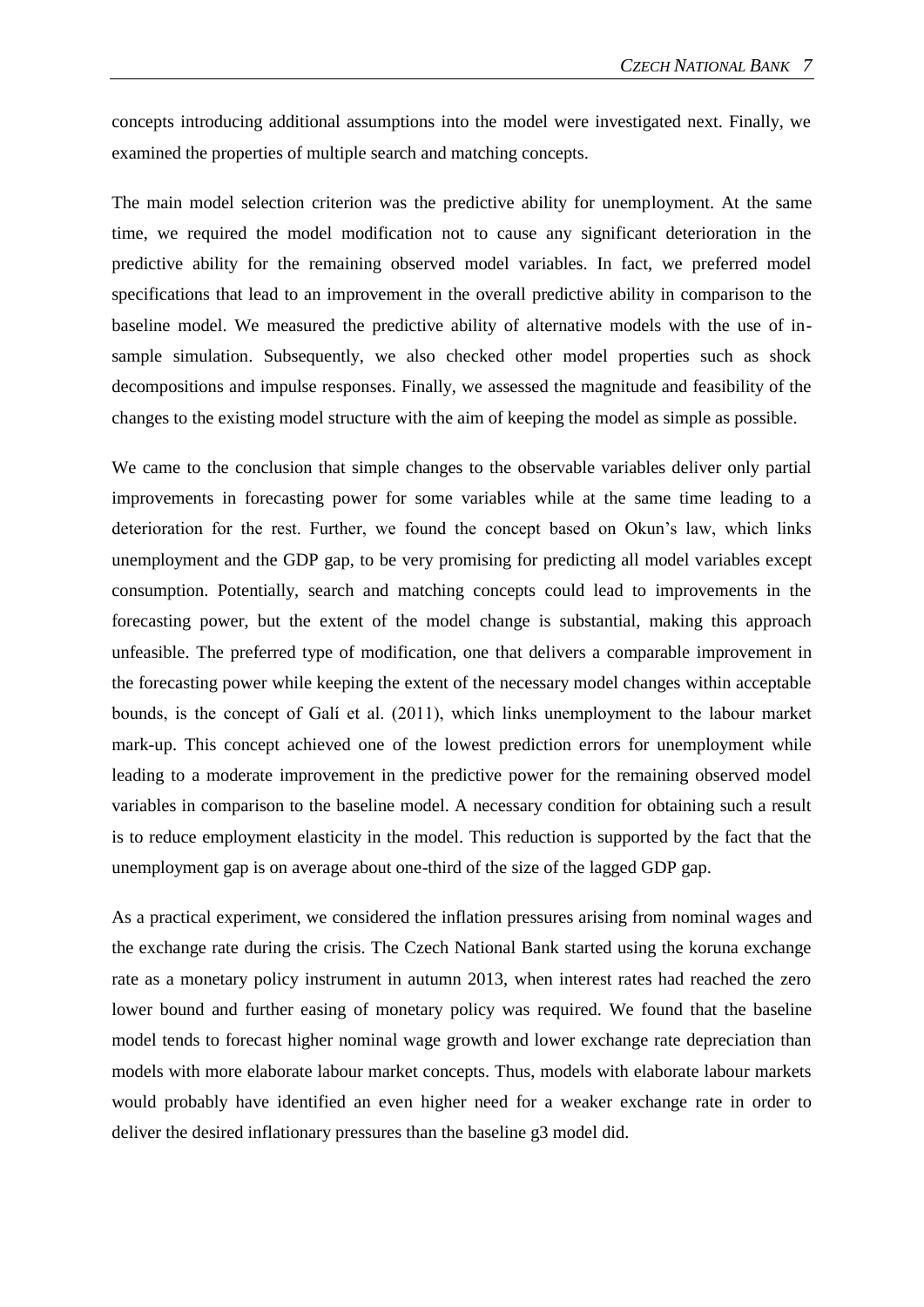concepts introducing additional assumptions into the model were investigated next. Finally, we examined the properties of multiple search and matching concepts.

The main model selection criterion was the predictive ability for unemployment. At the same time, we required the model modification not to cause any significant deterioration in the predictive ability for the remaining observed model variables. In fact, we preferred model specifications that lead to an improvement in the overall predictive ability in comparison to the baseline model. We measured the predictive ability of alternative models with the use of in-sample simulation. Subsequently, we also checked other model properties such as shock decompositions and impulse responses. Finally, we assessed the magnitude and feasibility of the changes to the existing model structure with the aim of keeping the model as simple as possible.

We came to the conclusion that simple changes to the observable variables deliver only partial improvements in forecasting power for some variables while at the same time leading to a deterioration for the rest. Further, we found the concept based on Okun's law, which links unemployment and the GDP gap, to be very promising for predicting all model variables except consumption. Potentially, search and matching concepts could lead to improvements in the forecasting power, but the extent of the model change is substantial, making this approach unfeasible. The preferred type of modification, one that delivers a comparable improvement in the forecasting power while keeping the extent of the necessary model changes within acceptable bounds, is the concept of Galí et al. (2011), which links unemployment to the labour market mark-up. This concept achieved one of the lowest prediction errors for unemployment while leading to a moderate improvement in the predictive power for the remaining observed model variables in comparison to the baseline model. A necessary condition for obtaining such a result is to reduce employment elasticity in the model. This reduction is supported by the fact that the unemployment gap is on average about one-third of the size of the lagged GDP gap.

As a practical experiment, we considered the inflation pressures arising from nominal wages and the exchange rate during the crisis. The Czech National Bank started using the koruna exchange rate as a monetary policy instrument in autumn 2013, when interest rates had reached the zero lower bound and further easing of monetary policy was required. We found that the baseline model tends to forecast higher nominal wage growth and lower exchange rate depreciation than models with more elaborate labour market concepts. Thus, models with elaborate labour markets would probably have identified an even higher need for a weaker exchange rate in order to deliver the desired inflationary pressures than the baseline g3 model did.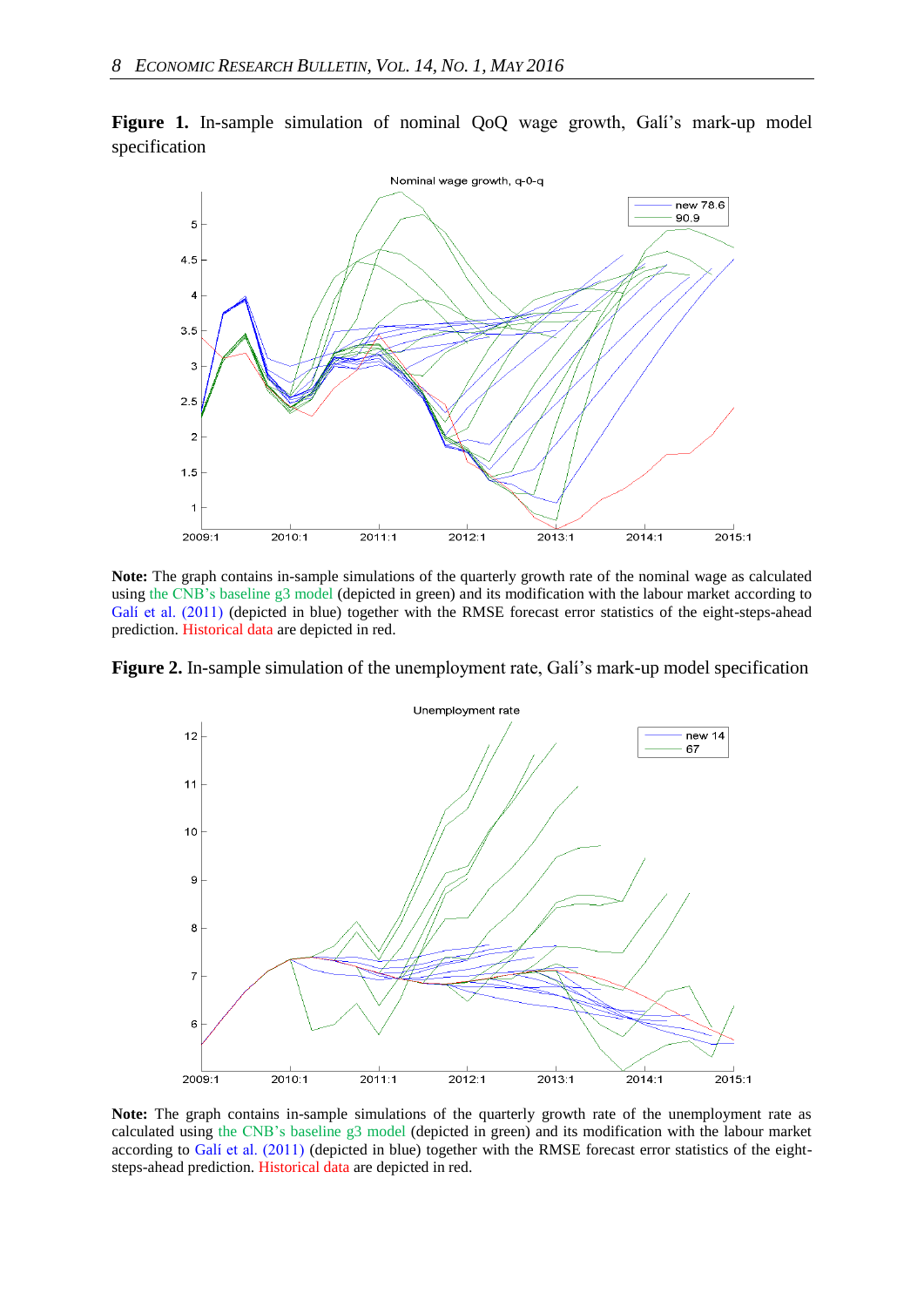**Figure 1.** In-sample simulation of nominal QoQ wage growth, Galí's mark-up model specification

**Note:** The graph contains in-sample simulations of the quarterly growth rate of the nominal wage as calculated using the CNB's baseline g3 model (depicted in green) and its modification with the labour market according to Galí et al. (2011) (depicted in blue) together with the RMSE forecast error statistics of the eight-steps-ahead prediction. Historical data are depicted in red.

**Figure 2.** In-sample simulation of the unemployment rate, Galí's mark-up model specification

**Note:** The graph contains in-sample simulations of the quarterly growth rate of the unemployment rate as calculated using the CNB's baseline g3 model (depicted in green) and its modification with the labour market according to Galí et al. (2011) (depicted in blue) together with the RMSE forecast error statistics of the eight-steps-ahead prediction. Historical data are depicted in red.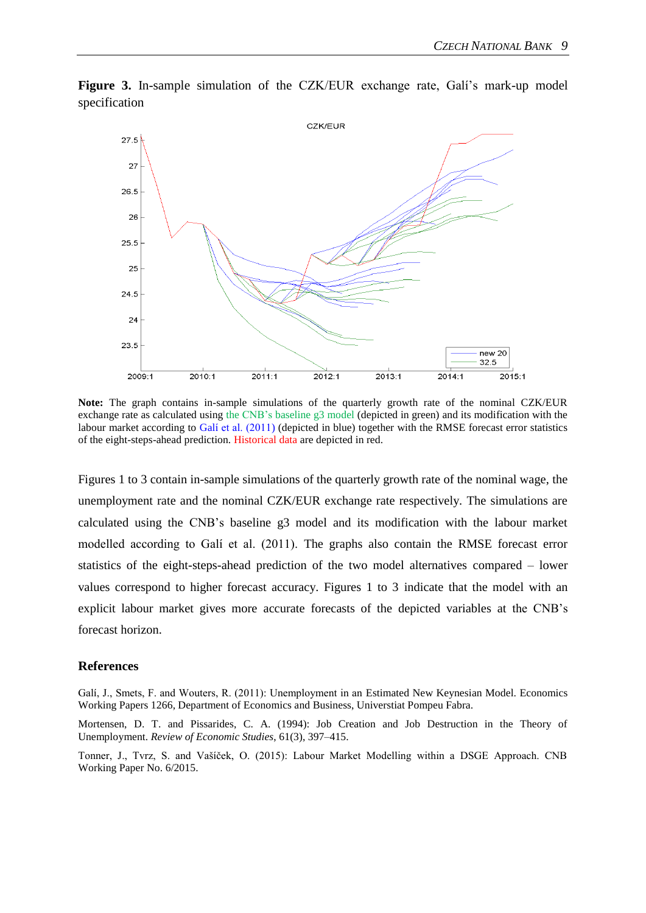**Figure 3.** In-sample simulation of the CZK/EUR exchange rate, Galí's mark-up model specification

**Note:** The graph contains in-sample simulations of the quarterly growth rate of the nominal CZK/EUR exchange rate as calculated using the CNB's baseline g3 model (depicted in green) and its modification with the labour market according to Galí et al. (2011) (depicted in blue) together with the RMSE forecast error statistics of the eight-steps-ahead prediction. Historical data are depicted in red.

Figures 1 to 3 contain in-sample simulations of the quarterly growth rate of the nominal wage, the unemployment rate and the nominal CZK/EUR exchange rate respectively. The simulations are calculated using the CNB's baseline g3 model and its modification with the labour market modelled according to Galí et al. (2011). The graphs also contain the RMSE forecast error statistics of the eight-steps-ahead prediction of the two model alternatives compared – lower values correspond to higher forecast accuracy. Figures 1 to 3 indicate that the model with an explicit labour market gives more accurate forecasts of the depicted variables at the CNB's forecast horizon.

## References

Galí, J., Smets, F. and Wouters, R. (2011): Unemployment in an Estimated New Keynesian Model. Economics Working Papers 1266, Department of Economics and Business, Universtiat Pompeu Fabra.

Mortensen, D. T. and Pissarides, C. A. (1994): Job Creation and Job Destruction in the Theory of Unemployment. *Review of Economic Studies*, 61(3), 397–415.

Tonner, J., Tvrz, S. and Vašíček, O. (2015): Labour Market Modelling within a DSGE Approach. CNB Working Paper No. 6/2015.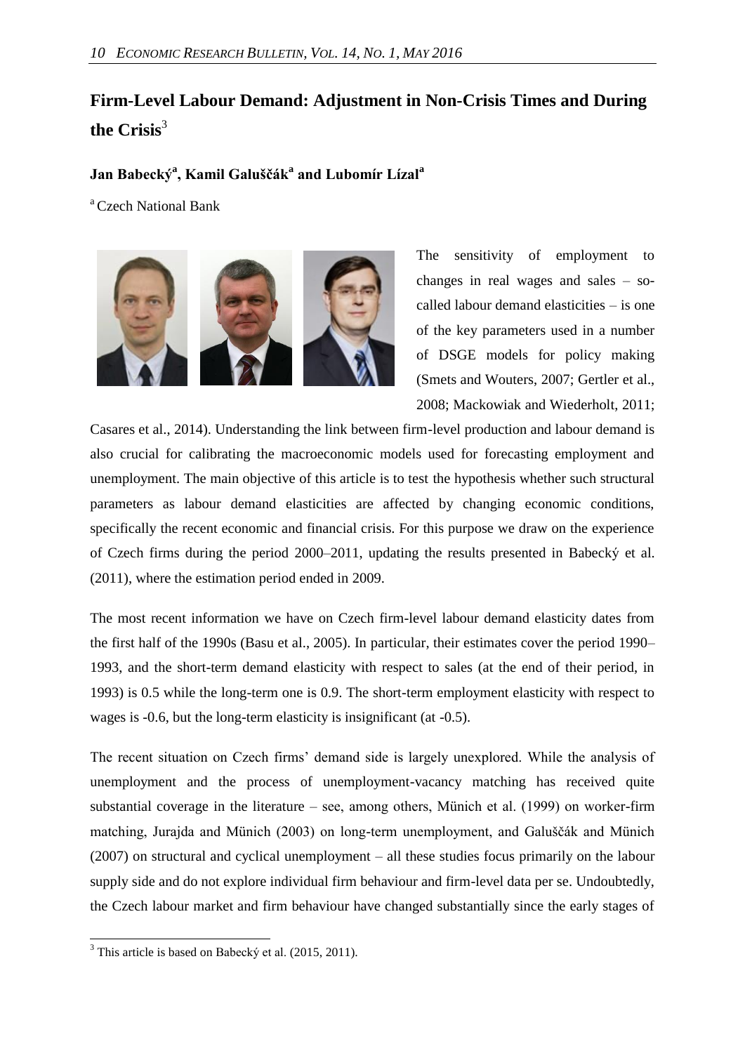# Firm-Level Labour Demand: Adjustment in Non-Crisis Times and During the Crisis[3]

**Jan Babecký[a], Kamil Galuščák[a] and Lubomír Lízal[a]**

[a] Czech National Bank

The sensitivity of employment to changes in real wages and sales – so-called labour demand elasticities – is one of the key parameters used in a number of DSGE models for policy making (Smets and Wouters, 2007; Gertler et al., 2008; Mackowiak and Wiederholt, 2011; Casares et al., 2014). Understanding the link between firm-level production and labour demand is also crucial for calibrating the macroeconomic models used for forecasting employment and unemployment. The main objective of this article is to test the hypothesis whether such structural parameters as labour demand elasticities are affected by changing economic conditions, specifically the recent economic and financial crisis. For this purpose we draw on the experience of Czech firms during the period 2000–2011, updating the results presented in Babecký et al. (2011), where the estimation period ended in 2009.

The most recent information we have on Czech firm-level labour demand elasticity dates from the first half of the 1990s (Basu et al., 2005). In particular, their estimates cover the period 1990–1993, and the short-term demand elasticity with respect to sales (at the end of their period, in 1993) is 0.5 while the long-term one is 0.9. The short-term employment elasticity with respect to wages is -0.6, but the long-term elasticity is insignificant (at -0.5).

The recent situation on Czech firms' demand side is largely unexplored. While the analysis of unemployment and the process of unemployment-vacancy matching has received quite substantial coverage in the literature – see, among others, Münich et al. (1999) on worker-firm matching, Jurajda and Münich (2003) on long-term unemployment, and Galuščák and Münich (2007) on structural and cyclical unemployment – all these studies focus primarily on the labour supply side and do not explore individual firm behaviour and firm-level data per se. Undoubtedly, the Czech labour market and firm behaviour have changed substantially since the early stages of

[3] This article is based on Babecký et al. (2015, 2011).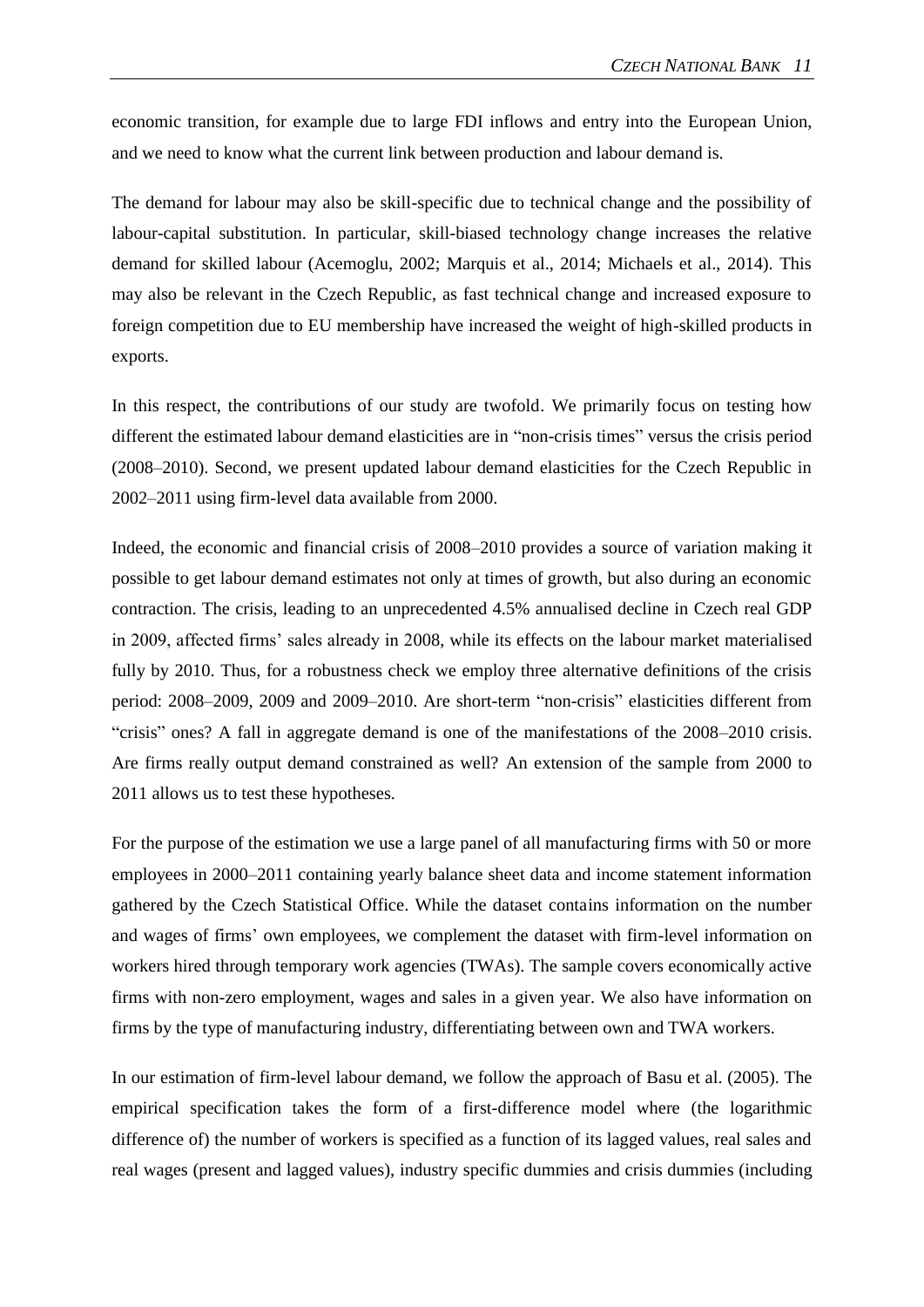economic transition, for example due to large FDI inflows and entry into the European Union, and we need to know what the current link between production and labour demand is.

The demand for labour may also be skill-specific due to technical change and the possibility of labour-capital substitution. In particular, skill-biased technology change increases the relative demand for skilled labour (Acemoglu, 2002; Marquis et al., 2014; Michaels et al., 2014). This may also be relevant in the Czech Republic, as fast technical change and increased exposure to foreign competition due to EU membership have increased the weight of high-skilled products in exports.

In this respect, the contributions of our study are twofold. We primarily focus on testing how different the estimated labour demand elasticities are in "non-crisis times" versus the crisis period (2008–2010). Second, we present updated labour demand elasticities for the Czech Republic in 2002–2011 using firm-level data available from 2000.

Indeed, the economic and financial crisis of 2008–2010 provides a source of variation making it possible to get labour demand estimates not only at times of growth, but also during an economic contraction. The crisis, leading to an unprecedented 4.5% annualised decline in Czech real GDP in 2009, affected firms' sales already in 2008, while its effects on the labour market materialised fully by 2010. Thus, for a robustness check we employ three alternative definitions of the crisis period: 2008–2009, 2009 and 2009–2010. Are short-term "non-crisis" elasticities different from "crisis" ones? A fall in aggregate demand is one of the manifestations of the 2008–2010 crisis. Are firms really output demand constrained as well? An extension of the sample from 2000 to 2011 allows us to test these hypotheses.

For the purpose of the estimation we use a large panel of all manufacturing firms with 50 or more employees in 2000–2011 containing yearly balance sheet data and income statement information gathered by the Czech Statistical Office. While the dataset contains information on the number and wages of firms' own employees, we complement the dataset with firm-level information on workers hired through temporary work agencies (TWAs). The sample covers economically active firms with non-zero employment, wages and sales in a given year. We also have information on firms by the type of manufacturing industry, differentiating between own and TWA workers.

In our estimation of firm-level labour demand, we follow the approach of Basu et al. (2005). The empirical specification takes the form of a first-difference model where (the logarithmic difference of) the number of workers is specified as a function of its lagged values, real sales and real wages (present and lagged values), industry specific dummies and crisis dummies (including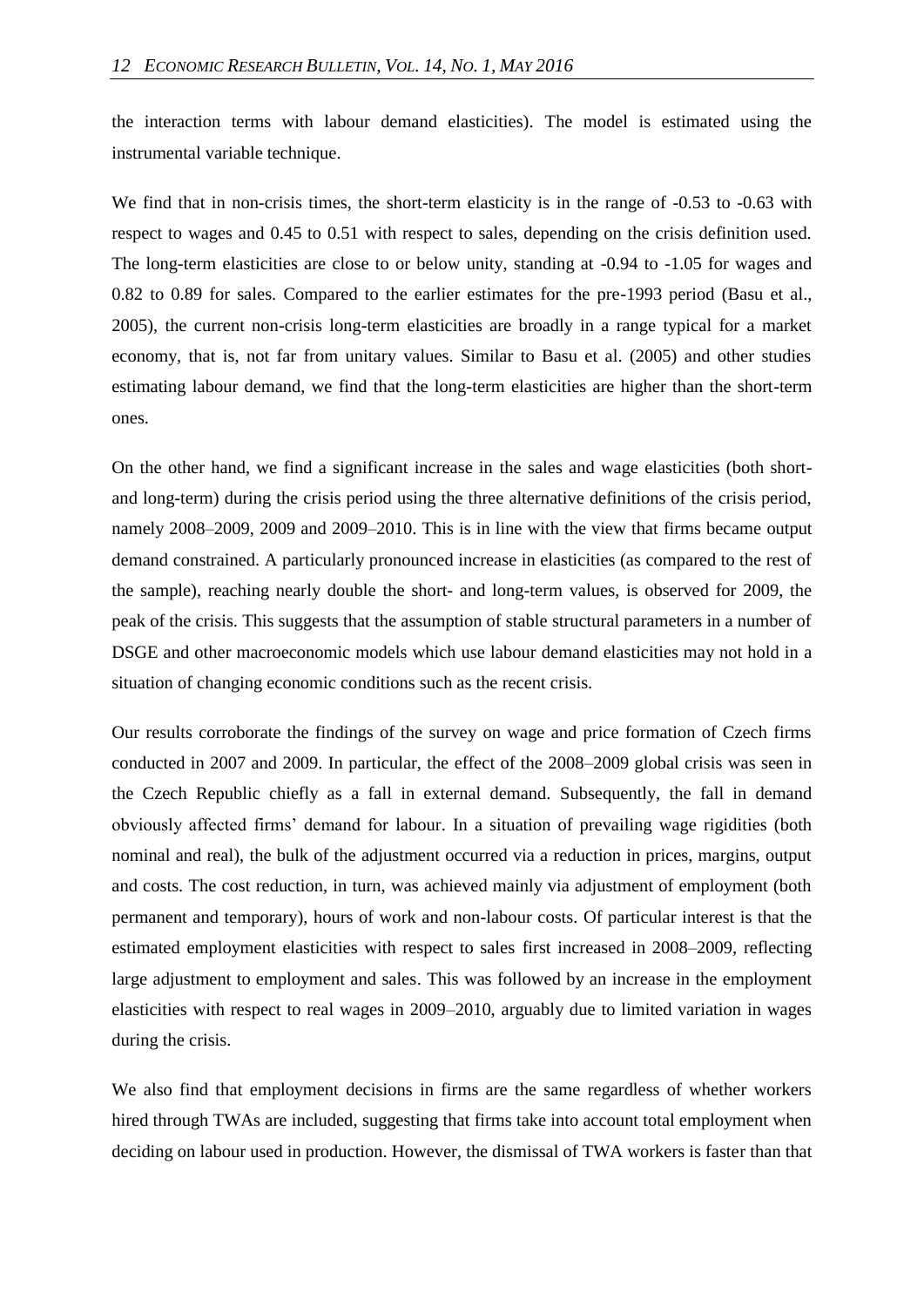the interaction terms with labour demand elasticities). The model is estimated using the instrumental variable technique.

We find that in non-crisis times, the short-term elasticity is in the range of -0.53 to -0.63 with respect to wages and 0.45 to 0.51 with respect to sales, depending on the crisis definition used. The long-term elasticities are close to or below unity, standing at -0.94 to -1.05 for wages and 0.82 to 0.89 for sales. Compared to the earlier estimates for the pre-1993 period (Basu et al., 2005), the current non-crisis long-term elasticities are broadly in a range typical for a market economy, that is, not far from unitary values. Similar to Basu et al. (2005) and other studies estimating labour demand, we find that the long-term elasticities are higher than the short-term ones.

On the other hand, we find a significant increase in the sales and wage elasticities (both short- and long-term) during the crisis period using the three alternative definitions of the crisis period, namely 2008–2009, 2009 and 2009–2010. This is in line with the view that firms became output demand constrained. A particularly pronounced increase in elasticities (as compared to the rest of the sample), reaching nearly double the short- and long-term values, is observed for 2009, the peak of the crisis. This suggests that the assumption of stable structural parameters in a number of DSGE and other macroeconomic models which use labour demand elasticities may not hold in a situation of changing economic conditions such as the recent crisis.

Our results corroborate the findings of the survey on wage and price formation of Czech firms conducted in 2007 and 2009. In particular, the effect of the 2008–2009 global crisis was seen in the Czech Republic chiefly as a fall in external demand. Subsequently, the fall in demand obviously affected firms' demand for labour. In a situation of prevailing wage rigidities (both nominal and real), the bulk of the adjustment occurred via a reduction in prices, margins, output and costs. The cost reduction, in turn, was achieved mainly via adjustment of employment (both permanent and temporary), hours of work and non-labour costs. Of particular interest is that the estimated employment elasticities with respect to sales first increased in 2008–2009, reflecting large adjustment to employment and sales. This was followed by an increase in the employment elasticities with respect to real wages in 2009–2010, arguably due to limited variation in wages during the crisis.

We also find that employment decisions in firms are the same regardless of whether workers hired through TWAs are included, suggesting that firms take into account total employment when deciding on labour used in production. However, the dismissal of TWA workers is faster than that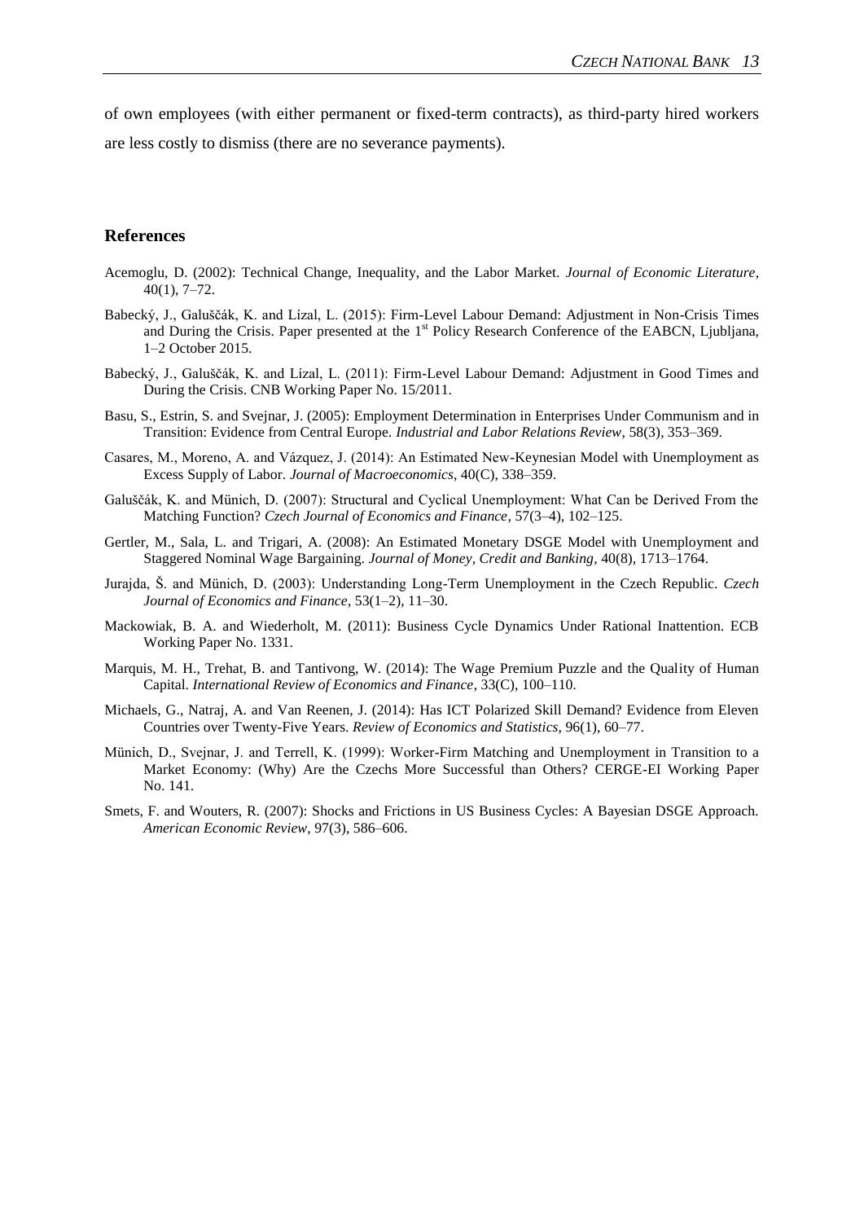of own employees (with either permanent or fixed-term contracts), as third-party hired workers are less costly to dismiss (there are no severance payments).

## References

Acemoglu, D. (2002): Technical Change, Inequality, and the Labor Market. *Journal of Economic Literature*, 40(1), 7–72.

Babecký, J., Galuščák, K. and Lízal, L. (2015): Firm-Level Labour Demand: Adjustment in Non-Crisis Times and During the Crisis. Paper presented at the 1st Policy Research Conference of the EABCN, Ljubljana, 1–2 October 2015.

Babecký, J., Galuščák, K. and Lízal, L. (2011): Firm-Level Labour Demand: Adjustment in Good Times and During the Crisis. CNB Working Paper No. 15/2011.

Basu, S., Estrin, S. and Svejnar, J. (2005): Employment Determination in Enterprises Under Communism and in Transition: Evidence from Central Europe. *Industrial and Labor Relations Review*, 58(3), 353–369.

Casares, M., Moreno, A. and Vázquez, J. (2014): An Estimated New-Keynesian Model with Unemployment as Excess Supply of Labor. *Journal of Macroeconomics*, 40(C), 338–359.

Galuščák, K. and Münich, D. (2007): Structural and Cyclical Unemployment: What Can be Derived From the Matching Function? *Czech Journal of Economics and Finance*, 57(3–4), 102–125.

Gertler, M., Sala, L. and Trigari, A. (2008): An Estimated Monetary DSGE Model with Unemployment and Staggered Nominal Wage Bargaining. *Journal of Money, Credit and Banking*, 40(8), 1713–1764.

Jurajda, Š. and Münich, D. (2003): Understanding Long-Term Unemployment in the Czech Republic. *Czech Journal of Economics and Finance*, 53(1–2), 11–30.

Mackowiak, B. A. and Wiederholt, M. (2011): Business Cycle Dynamics Under Rational Inattention. ECB Working Paper No. 1331.

Marquis, M. H., Trehat, B. and Tantivong, W. (2014): The Wage Premium Puzzle and the Quality of Human Capital. *International Review of Economics and Finance*, 33(C), 100–110.

Michaels, G., Natraj, A. and Van Reenen, J. (2014): Has ICT Polarized Skill Demand? Evidence from Eleven Countries over Twenty-Five Years. *Review of Economics and Statistics*, 96(1), 60–77.

Münich, D., Svejnar, J. and Terrell, K. (1999): Worker-Firm Matching and Unemployment in Transition to a Market Economy: (Why) Are the Czechs More Successful than Others? CERGE-EI Working Paper No. 141.

Smets, F. and Wouters, R. (2007): Shocks and Frictions in US Business Cycles: A Bayesian DSGE Approach. *American Economic Review*, 97(3), 586–606.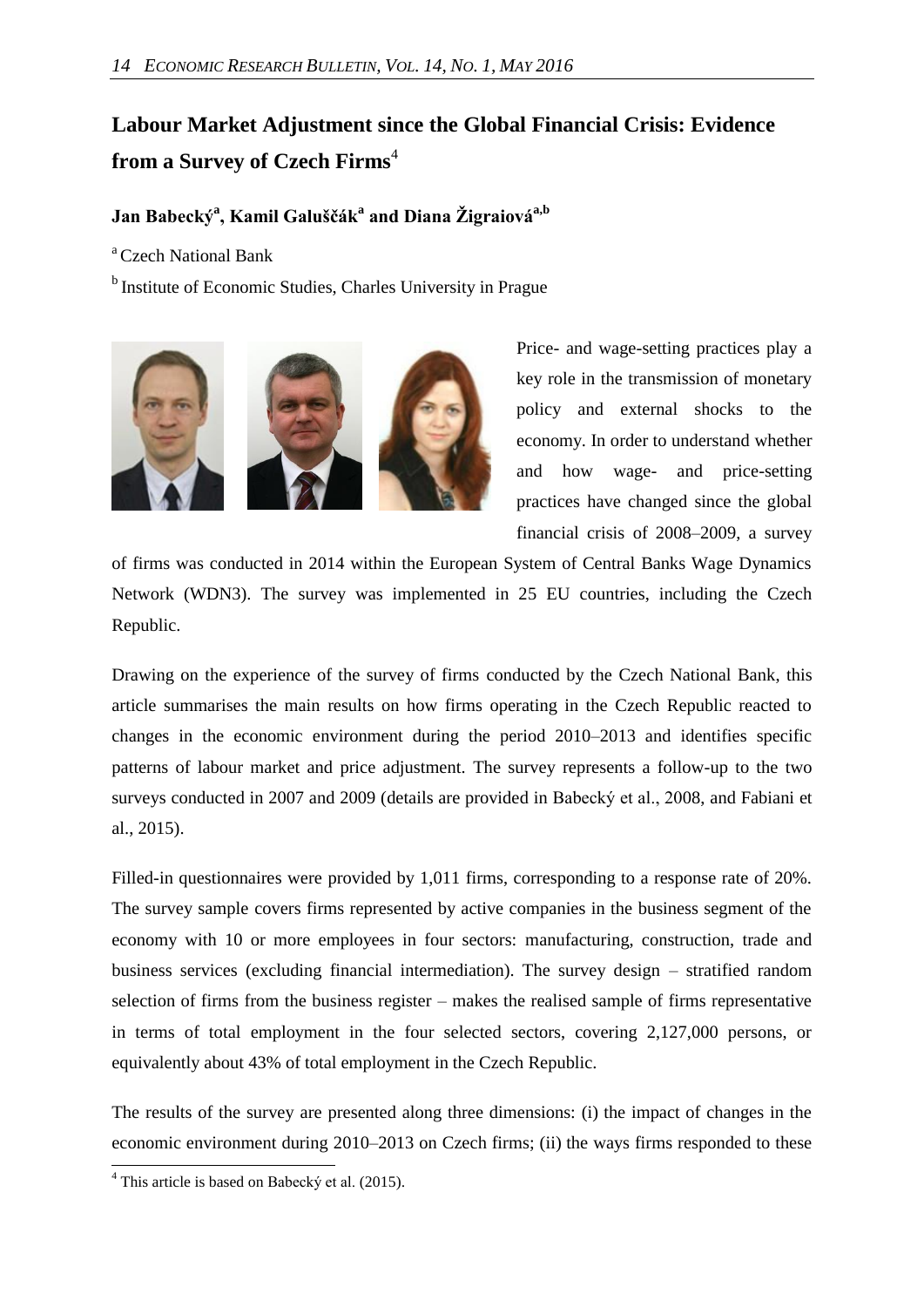# Labour Market Adjustment since the Global Financial Crisis: Evidence from a Survey of Czech Firms[4]

**Jan Babecký[a], Kamil Galuščák[a] and Diana Žigraiová[a,b]**

[a] Czech National Bank

[b] Institute of Economic Studies, Charles University in Prague

Price- and wage-setting practices play a key role in the transmission of monetary policy and external shocks to the economy. In order to understand whether and how wage- and price-setting practices have changed since the global financial crisis of 2008–2009, a survey of firms was conducted in 2014 within the European System of Central Banks Wage Dynamics Network (WDN3). The survey was implemented in 25 EU countries, including the Czech Republic.

Drawing on the experience of the survey of firms conducted by the Czech National Bank, this article summarises the main results on how firms operating in the Czech Republic reacted to changes in the economic environment during the period 2010–2013 and identifies specific patterns of labour market and price adjustment. The survey represents a follow-up to the two surveys conducted in 2007 and 2009 (details are provided in Babecký et al., 2008, and Fabiani et al., 2015).

Filled-in questionnaires were provided by 1,011 firms, corresponding to a response rate of 20%. The survey sample covers firms represented by active companies in the business segment of the economy with 10 or more employees in four sectors: manufacturing, construction, trade and business services (excluding financial intermediation). The survey design – stratified random selection of firms from the business register – makes the realised sample of firms representative in terms of total employment in the four selected sectors, covering 2,127,000 persons, or equivalently about 43% of total employment in the Czech Republic.

The results of the survey are presented along three dimensions: (i) the impact of changes in the economic environment during 2010–2013 on Czech firms; (ii) the ways firms responded to these

[4] This article is based on Babecký et al. (2015).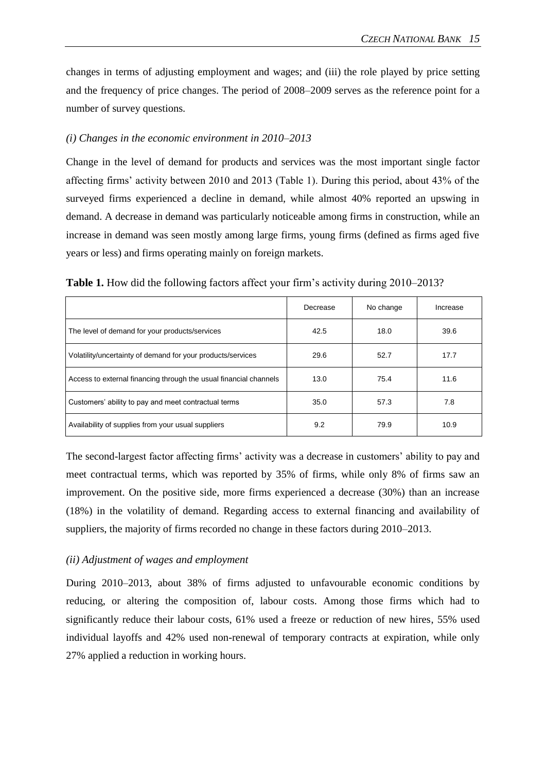changes in terms of adjusting employment and wages; and (iii) the role played by price setting and the frequency of price changes. The period of 2008–2009 serves as the reference point for a number of survey questions.

*(i) Changes in the economic environment in 2010–2013*

Change in the level of demand for products and services was the most important single factor affecting firms' activity between 2010 and 2013 (Table 1). During this period, about 43% of the surveyed firms experienced a decline in demand, while almost 40% reported an upswing in demand. A decrease in demand was particularly noticeable among firms in construction, while an increase in demand was seen mostly among large firms, young firms (defined as firms aged five years or less) and firms operating mainly on foreign markets.

**Table 1.** How did the following factors affect your firm's activity during 2010–2013?

| | Decrease | No change | Increase |
|---|---|---|---|
| The level of demand for your products/services | 42.5 | 18.0 | 39.6 |
| Volatility/uncertainty of demand for your products/services | 29.6 | 52.7 | 17.7 |
| Access to external financing through the usual financial channels | 13.0 | 75.4 | 11.6 |
| Customers' ability to pay and meet contractual terms | 35.0 | 57.3 | 7.8 |
| Availability of supplies from your usual suppliers | 9.2 | 79.9 | 10.9 |

The second-largest factor affecting firms' activity was a decrease in customers' ability to pay and meet contractual terms, which was reported by 35% of firms, while only 8% of firms saw an improvement. On the positive side, more firms experienced a decrease (30%) than an increase (18%) in the volatility of demand. Regarding access to external financing and availability of suppliers, the majority of firms recorded no change in these factors during 2010–2013.

*(ii) Adjustment of wages and employment*

During 2010–2013, about 38% of firms adjusted to unfavourable economic conditions by reducing, or altering the composition of, labour costs. Among those firms which had to significantly reduce their labour costs, 61% used a freeze or reduction of new hires, 55% used individual layoffs and 42% used non-renewal of temporary contracts at expiration, while only 27% applied a reduction in working hours.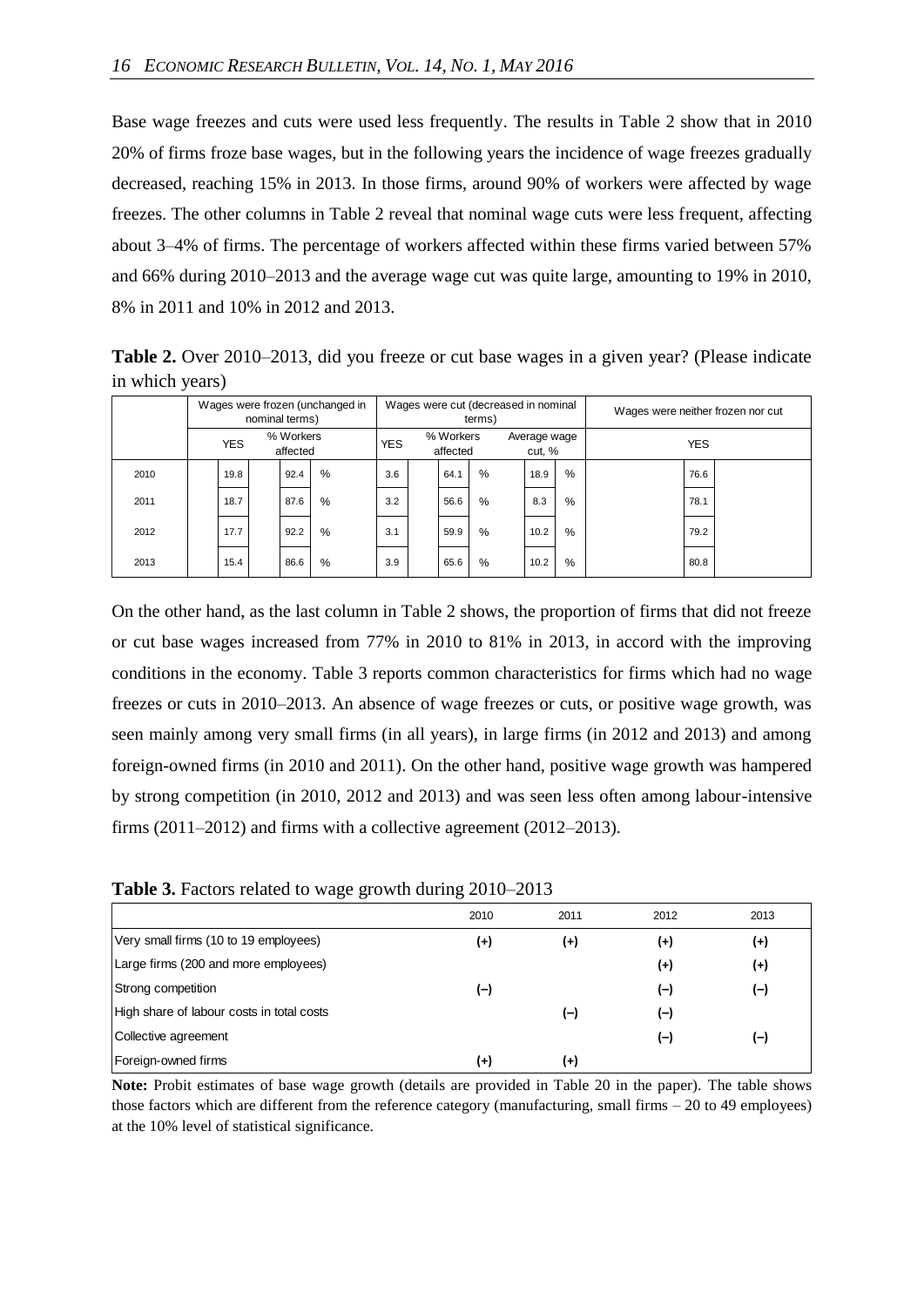Base wage freezes and cuts were used less frequently. The results in Table 2 show that in 2010 20% of firms froze base wages, but in the following years the incidence of wage freezes gradually decreased, reaching 15% in 2013. In those firms, around 90% of workers were affected by wage freezes. The other columns in Table 2 reveal that nominal wage cuts were less frequent, affecting about 3–4% of firms. The percentage of workers affected within these firms varied between 57% and 66% during 2010–2013 and the average wage cut was quite large, amounting to 19% in 2010, 8% in 2011 and 10% in 2012 and 2013.

**Table 2.** Over 2010–2013, did you freeze or cut base wages in a given year? (Please indicate in which years)

| | Wages were frozen (unchanged in nominal terms) | | Wages were cut (decreased in nominal terms) | | | Wages were neither frozen nor cut |
|---|---|---|---|---|---|---|
| | YES | % Workers affected | YES | % Workers affected | Average wage cut, % | YES |
| 2010 | 19.8 | 92.4 % | 3.6 | 64.1 % | 18.9 % | 76.6 |
| 2011 | 18.7 | 87.6 % | 3.2 | 56.6 % | 8.3 % | 78.1 |
| 2012 | 17.7 | 92.2 % | 3.1 | 59.9 % | 10.2 % | 79.2 |
| 2013 | 15.4 | 86.6 % | 3.9 | 65.6 % | 10.2 % | 80.8 |

On the other hand, as the last column in Table 2 shows, the proportion of firms that did not freeze or cut base wages increased from 77% in 2010 to 81% in 2013, in accord with the improving conditions in the economy. Table 3 reports common characteristics for firms which had no wage freezes or cuts in 2010–2013. An absence of wage freezes or cuts, or positive wage growth, was seen mainly among very small firms (in all years), in large firms (in 2012 and 2013) and among foreign-owned firms (in 2010 and 2011). On the other hand, positive wage growth was hampered by strong competition (in 2010, 2012 and 2013) and was seen less often among labour-intensive firms (2011–2012) and firms with a collective agreement (2012–2013).

**Table 3.** Factors related to wage growth during 2010–2013

| | 2010 | 2011 | 2012 | 2013 |
|---|---|---|---|---|
| Very small firms (10 to 19 employees) | (+) | (+) | (+) | (+) |
| Large firms (200 and more employees) | | | (+) | (+) |
| Strong competition | (–) | | (–) | (–) |
| High share of labour costs in total costs | | (–) | (–) | |
| Collective agreement | | | (–) | (–) |
| Foreign-owned firms | (+) | (+) | | |

**Note:** Probit estimates of base wage growth (details are provided in Table 20 in the paper). The table shows those factors which are different from the reference category (manufacturing, small firms – 20 to 49 employees) at the 10% level of statistical significance.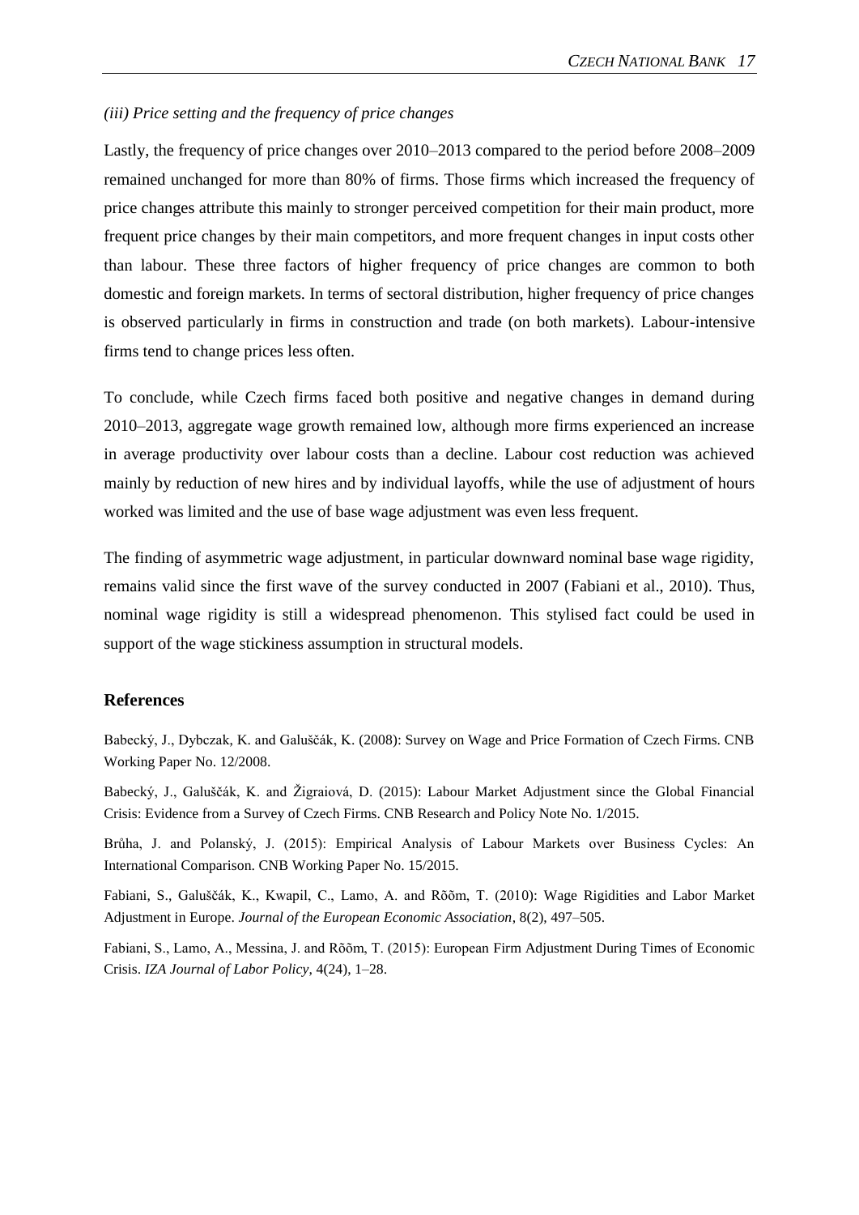*(iii) Price setting and the frequency of price changes*

Lastly, the frequency of price changes over 2010–2013 compared to the period before 2008–2009 remained unchanged for more than 80% of firms. Those firms which increased the frequency of price changes attribute this mainly to stronger perceived competition for their main product, more frequent price changes by their main competitors, and more frequent changes in input costs other than labour. These three factors of higher frequency of price changes are common to both domestic and foreign markets. In terms of sectoral distribution, higher frequency of price changes is observed particularly in firms in construction and trade (on both markets). Labour-intensive firms tend to change prices less often.

To conclude, while Czech firms faced both positive and negative changes in demand during 2010–2013, aggregate wage growth remained low, although more firms experienced an increase in average productivity over labour costs than a decline. Labour cost reduction was achieved mainly by reduction of new hires and by individual layoffs, while the use of adjustment of hours worked was limited and the use of base wage adjustment was even less frequent.

The finding of asymmetric wage adjustment, in particular downward nominal base wage rigidity, remains valid since the first wave of the survey conducted in 2007 (Fabiani et al., 2010). Thus, nominal wage rigidity is still a widespread phenomenon. This stylised fact could be used in support of the wage stickiness assumption in structural models.

## References

Babecký, J., Dybczak, K. and Galuščák, K. (2008): Survey on Wage and Price Formation of Czech Firms. CNB Working Paper No. 12/2008.

Babecký, J., Galuščák, K. and Žigraiová, D. (2015): Labour Market Adjustment since the Global Financial Crisis: Evidence from a Survey of Czech Firms. CNB Research and Policy Note No. 1/2015.

Brůha, J. and Polanský, J. (2015): Empirical Analysis of Labour Markets over Business Cycles: An International Comparison. CNB Working Paper No. 15/2015.

Fabiani, S., Galuščák, K., Kwapil, C., Lamo, A. and Rõõm, T. (2010): Wage Rigidities and Labor Market Adjustment in Europe. *Journal of the European Economic Association*, 8(2), 497–505.

Fabiani, S., Lamo, A., Messina, J. and Rõõm, T. (2015): European Firm Adjustment During Times of Economic Crisis. *IZA Journal of Labor Policy*, 4(24), 1–28.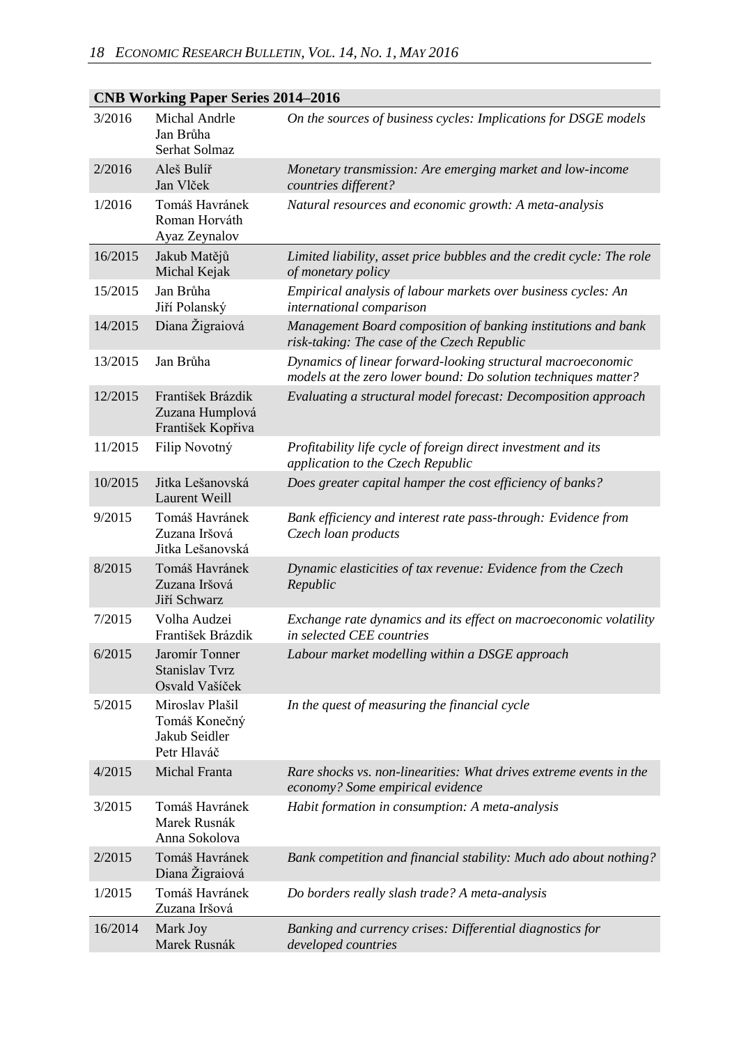## CNB Working Paper Series 2014–2016

| | | |
|---|---|---|
| 3/2016 | Michal Andrle<br>Jan Brůha<br>Serhat Solmaz | *On the sources of business cycles: Implications for DSGE models* |
| 2/2016 | Aleš Bulíř<br>Jan Vlček | *Monetary transmission: Are emerging market and low-income countries different?* |
| 1/2016 | Tomáš Havránek<br>Roman Horváth<br>Ayaz Zeynalov | *Natural resources and economic growth: A meta-analysis* |
| 16/2015 | Jakub Matějů<br>Michal Kejak | *Limited liability, asset price bubbles and the credit cycle: The role of monetary policy* |
| 15/2015 | Jan Brůha<br>Jiří Polanský | *Empirical analysis of labour markets over business cycles: An international comparison* |
| 14/2015 | Diana Žigraiová | *Management Board composition of banking institutions and bank risk-taking: The case of the Czech Republic* |
| 13/2015 | Jan Brůha | *Dynamics of linear forward-looking structural macroeconomic models at the zero lower bound: Do solution techniques matter?* |
| 12/2015 | František Brázdik<br>Zuzana Humplová<br>František Kopřiva | *Evaluating a structural model forecast: Decomposition approach* |
| 11/2015 | Filip Novotný | *Profitability life cycle of foreign direct investment and its application to the Czech Republic* |
| 10/2015 | Jitka Lešanovská<br>Laurent Weill | *Does greater capital hamper the cost efficiency of banks?* |
| 9/2015 | Tomáš Havránek<br>Zuzana Iršová<br>Jitka Lešanovská | *Bank efficiency and interest rate pass-through: Evidence from Czech loan products* |
| 8/2015 | Tomáš Havránek<br>Zuzana Iršová<br>Jiří Schwarz | *Dynamic elasticities of tax revenue: Evidence from the Czech Republic* |
| 7/2015 | Volha Audzei<br>František Brázdik | *Exchange rate dynamics and its effect on macroeconomic volatility in selected CEE countries* |
| 6/2015 | Jaromír Tonner<br>Stanislav Tvrz<br>Osvald Vašíček | *Labour market modelling within a DSGE approach* |
| 5/2015 | Miroslav Plašil<br>Tomáš Konečný<br>Jakub Seidler<br>Petr Hlaváč | *In the quest of measuring the financial cycle* |
| 4/2015 | Michal Franta | *Rare shocks vs. non-linearities: What drives extreme events in the economy? Some empirical evidence* |
| 3/2015 | Tomáš Havránek<br>Marek Rusnák<br>Anna Sokolova | *Habit formation in consumption: A meta-analysis* |
| 2/2015 | Tomáš Havránek<br>Diana Žigraiová | *Bank competition and financial stability: Much ado about nothing?* |
| 1/2015 | Tomáš Havránek<br>Zuzana Iršová | *Do borders really slash trade? A meta-analysis* |
| 16/2014 | Mark Joy<br>Marek Rusnák | *Banking and currency crises: Differential diagnostics for developed countries* |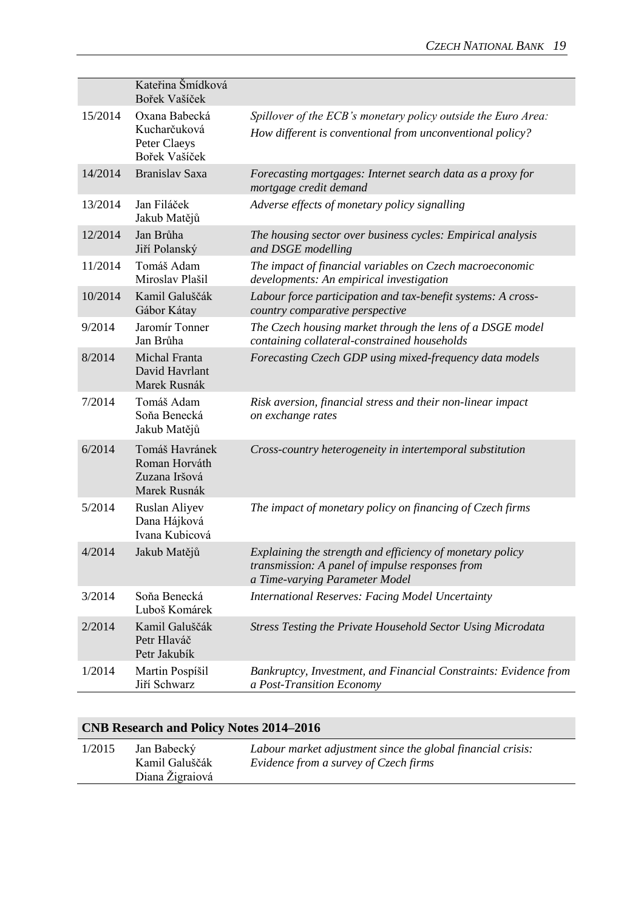| | | |
|---|---|---|
| | Kateřina Šmídková<br>Bořek Vašíček | |
| 15/2014 | Oxana Babecká Kucharčuková<br>Peter Claeys<br>Bořek Vašíček | *Spillover of the ECB's monetary policy outside the Euro Area: How different is conventional from unconventional policy?* |
| 14/2014 | Branislav Saxa | *Forecasting mortgages: Internet search data as a proxy for mortgage credit demand* |
| 13/2014 | Jan Filáček<br>Jakub Matějů | *Adverse effects of monetary policy signalling* |
| 12/2014 | Jan Brůha<br>Jiří Polanský | *The housing sector over business cycles: Empirical analysis and DSGE modelling* |
| 11/2014 | Tomáš Adam<br>Miroslav Plašil | *The impact of financial variables on Czech macroeconomic developments: An empirical investigation* |
| 10/2014 | Kamil Galuščák<br>Gábor Kátay | *Labour force participation and tax-benefit systems: A cross-country comparative perspective* |
| 9/2014 | Jaromír Tonner<br>Jan Brůha | *The Czech housing market through the lens of a DSGE model containing collateral-constrained households* |
| 8/2014 | Michal Franta<br>David Havrlant<br>Marek Rusnák | *Forecasting Czech GDP using mixed-frequency data models* |
| 7/2014 | Tomáš Adam<br>Soňa Benecká<br>Jakub Matějů | *Risk aversion, financial stress and their non-linear impact on exchange rates* |
| 6/2014 | Tomáš Havránek<br>Roman Horváth<br>Zuzana Iršová<br>Marek Rusnák | *Cross-country heterogeneity in intertemporal substitution* |
| 5/2014 | Ruslan Aliyev<br>Dana Hájková<br>Ivana Kubicová | *The impact of monetary policy on financing of Czech firms* |
| 4/2014 | Jakub Matějů | *Explaining the strength and efficiency of monetary policy transmission: A panel of impulse responses from a Time-varying Parameter Model* |
| 3/2014 | Soňa Benecká<br>Luboš Komárek | *International Reserves: Facing Model Uncertainty* |
| 2/2014 | Kamil Galuščák<br>Petr Hlaváč<br>Petr Jakubík | *Stress Testing the Private Household Sector Using Microdata* |
| 1/2014 | Martin Pospíšil<br>Jiří Schwarz | *Bankruptcy, Investment, and Financial Constraints: Evidence from a Post-Transition Economy* |

## CNB Research and Policy Notes 2014–2016

| | | |
|---|---|---|
| 1/2015 | Jan Babecký<br>Kamil Galuščák<br>Diana Žigraiová | *Labour market adjustment since the global financial crisis: Evidence from a survey of Czech firms* |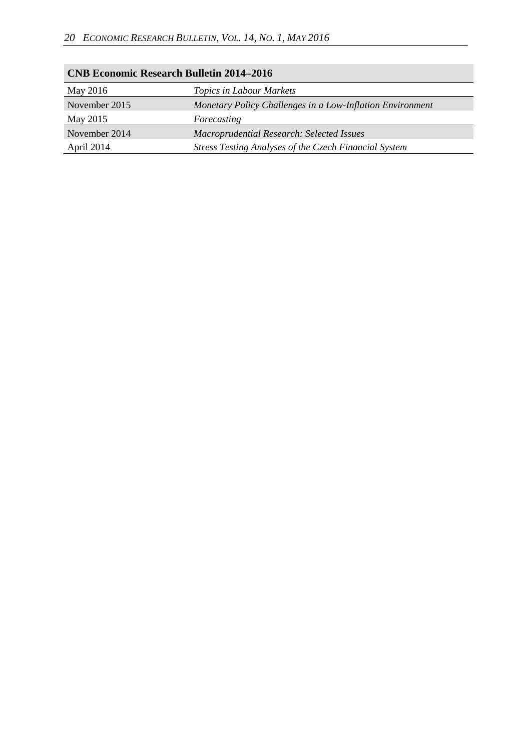| CNB Economic Research Bulletin 2014–2016 | |
|---|---|
| May 2016 | *Topics in Labour Markets* |
| November 2015 | *Monetary Policy Challenges in a Low-Inflation Environment* |
| May 2015 | *Forecasting* |
| November 2014 | *Macroprudential Research: Selected Issues* |
| April 2014 | *Stress Testing Analyses of the Czech Financial System* |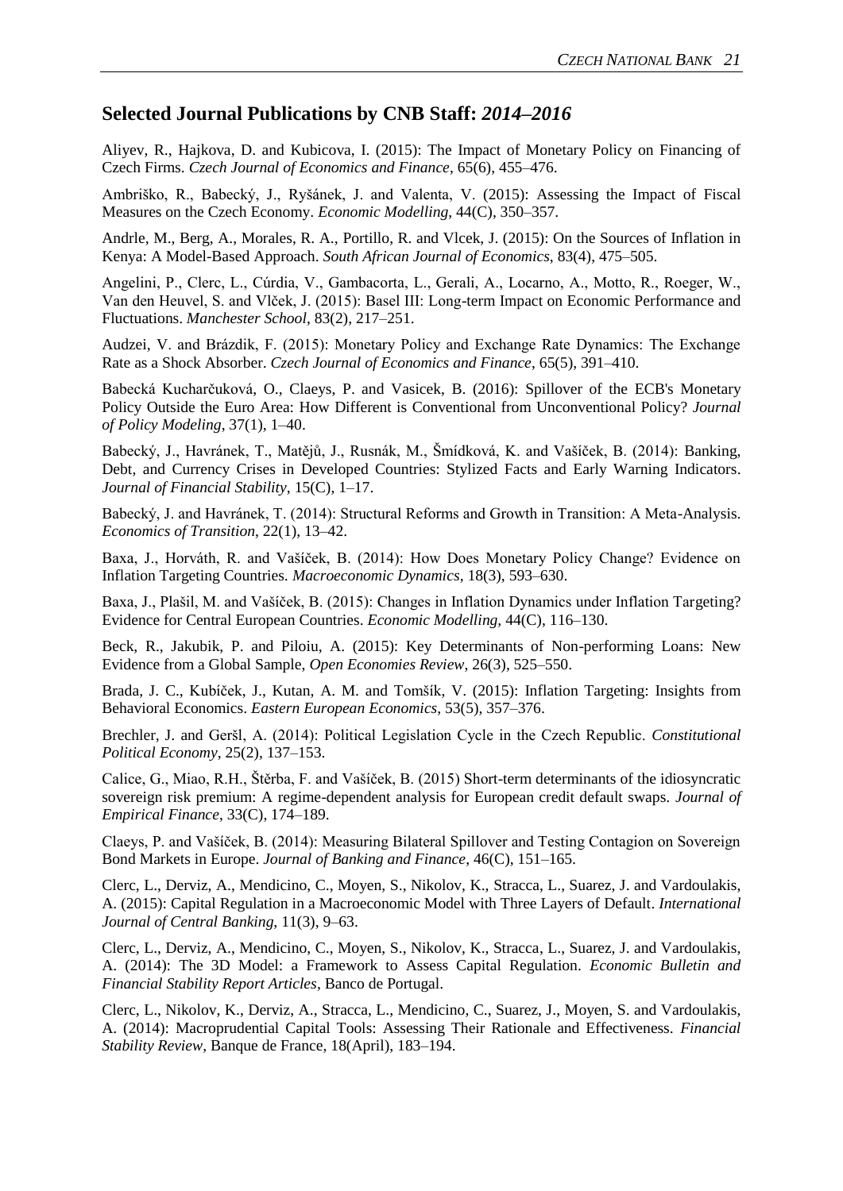## Selected Journal Publications by CNB Staff: *2014–2016*

Aliyev, R., Hajkova, D. and Kubicova, I. (2015): The Impact of Monetary Policy on Financing of Czech Firms. *Czech Journal of Economics and Finance*, 65(6), 455–476.

Ambriško, R., Babecký, J., Ryšánek, J. and Valenta, V. (2015): Assessing the Impact of Fiscal Measures on the Czech Economy. *Economic Modelling*, 44(C), 350–357.

Andrle, M., Berg, A., Morales, R. A., Portillo, R. and Vlcek, J. (2015): On the Sources of Inflation in Kenya: A Model-Based Approach. *South African Journal of Economics*, 83(4), 475–505.

Angelini, P., Clerc, L., Cúrdia, V., Gambacorta, L., Gerali, A., Locarno, A., Motto, R., Roeger, W., Van den Heuvel, S. and Vlček, J. (2015): Basel III: Long-term Impact on Economic Performance and Fluctuations. *Manchester School*, 83(2), 217–251.

Audzei, V. and Brázdik, F. (2015): Monetary Policy and Exchange Rate Dynamics: The Exchange Rate as a Shock Absorber. *Czech Journal of Economics and Finance*, 65(5), 391–410.

Babecká Kucharčuková, O., Claeys, P. and Vasicek, B. (2016): Spillover of the ECB's Monetary Policy Outside the Euro Area: How Different is Conventional from Unconventional Policy? *Journal of Policy Modeling*, 37(1), 1–40.

Babecký, J., Havránek, T., Matějů, J., Rusnák, M., Šmídková, K. and Vašíček, B. (2014): Banking, Debt, and Currency Crises in Developed Countries: Stylized Facts and Early Warning Indicators. *Journal of Financial Stability*, 15(C), 1–17.

Babecký, J. and Havránek, T. (2014): Structural Reforms and Growth in Transition: A Meta-Analysis. *Economics of Transition*, 22(1), 13–42.

Baxa, J., Horváth, R. and Vašíček, B. (2014): How Does Monetary Policy Change? Evidence on Inflation Targeting Countries. *Macroeconomic Dynamics*, 18(3), 593–630.

Baxa, J., Plašil, M. and Vašíček, B. (2015): Changes in Inflation Dynamics under Inflation Targeting? Evidence for Central European Countries. *Economic Modelling*, 44(C), 116–130.

Beck, R., Jakubik, P. and Piloiu, A. (2015): Key Determinants of Non-performing Loans: New Evidence from a Global Sample, *Open Economies Review*, 26(3), 525–550.

Brada, J. C., Kubíček, J., Kutan, A. M. and Tomšík, V. (2015): Inflation Targeting: Insights from Behavioral Economics. *Eastern European Economics*, 53(5), 357–376.

Brechler, J. and Geršl, A. (2014): Political Legislation Cycle in the Czech Republic. *Constitutional Political Economy*, 25(2), 137–153.

Calice, G., Miao, R.H., Štěrba, F. and Vašíček, B. (2015) Short-term determinants of the idiosyncratic sovereign risk premium: A regime-dependent analysis for European credit default swaps. *Journal of Empirical Finance*, 33(C), 174–189.

Claeys, P. and Vašíček, B. (2014): Measuring Bilateral Spillover and Testing Contagion on Sovereign Bond Markets in Europe. *Journal of Banking and Finance*, 46(C), 151–165.

Clerc, L., Derviz, A., Mendicino, C., Moyen, S., Nikolov, K., Stracca, L., Suarez, J. and Vardoulakis, A. (2015): Capital Regulation in a Macroeconomic Model with Three Layers of Default. *International Journal of Central Banking*, 11(3), 9–63.

Clerc, L., Derviz, A., Mendicino, C., Moyen, S., Nikolov, K., Stracca, L., Suarez, J. and Vardoulakis, A. (2014): The 3D Model: a Framework to Assess Capital Regulation. *Economic Bulletin and Financial Stability Report Articles*, Banco de Portugal.

Clerc, L., Nikolov, K., Derviz, A., Stracca, L., Mendicino, C., Suarez, J., Moyen, S. and Vardoulakis, A. (2014): Macroprudential Capital Tools: Assessing Their Rationale and Effectiveness. *Financial Stability Review*, Banque de France, 18(April), 183–194.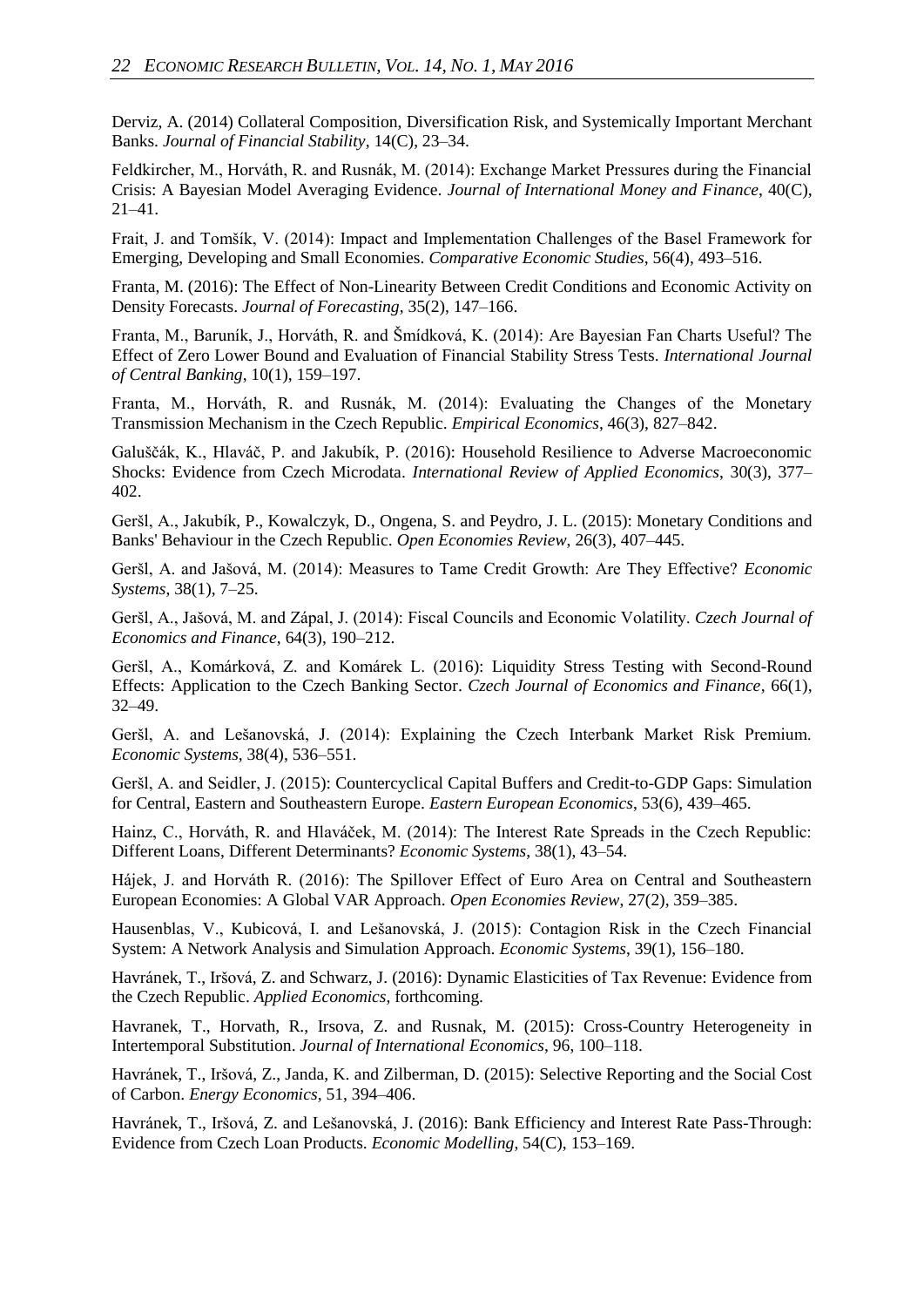Derviz, A. (2014) Collateral Composition, Diversification Risk, and Systemically Important Merchant Banks. *Journal of Financial Stability*, 14(C), 23–34.

Feldkircher, M., Horváth, R. and Rusnák, M. (2014): Exchange Market Pressures during the Financial Crisis: A Bayesian Model Averaging Evidence. *Journal of International Money and Finance*, 40(C), 21–41.

Frait, J. and Tomšík, V. (2014): Impact and Implementation Challenges of the Basel Framework for Emerging, Developing and Small Economies. *Comparative Economic Studies*, 56(4), 493–516.

Franta, M. (2016): The Effect of Non-Linearity Between Credit Conditions and Economic Activity on Density Forecasts. *Journal of Forecasting*, 35(2), 147–166.

Franta, M., Baruník, J., Horváth, R. and Šmídková, K. (2014): Are Bayesian Fan Charts Useful? The Effect of Zero Lower Bound and Evaluation of Financial Stability Stress Tests. *International Journal of Central Banking*, 10(1), 159–197.

Franta, M., Horváth, R. and Rusnák, M. (2014): Evaluating the Changes of the Monetary Transmission Mechanism in the Czech Republic. *Empirical Economics*, 46(3), 827–842.

Galuščák, K., Hlaváč, P. and Jakubík, P. (2016): Household Resilience to Adverse Macroeconomic Shocks: Evidence from Czech Microdata. *International Review of Applied Economics*, 30(3), 377–402.

Geršl, A., Jakubík, P., Kowalczyk, D., Ongena, S. and Peydro, J. L. (2015): Monetary Conditions and Banks' Behaviour in the Czech Republic. *Open Economies Review*, 26(3), 407–445.

Geršl, A. and Jašová, M. (2014): Measures to Tame Credit Growth: Are They Effective? *Economic Systems*, 38(1), 7–25.

Geršl, A., Jašová, M. and Zápal, J. (2014): Fiscal Councils and Economic Volatility. *Czech Journal of Economics and Finance*, 64(3), 190–212.

Geršl, A., Komárková, Z. and Komárek L. (2016): Liquidity Stress Testing with Second-Round Effects: Application to the Czech Banking Sector. *Czech Journal of Economics and Finance*, 66(1), 32–49.

Geršl, A. and Lešanovská, J. (2014): Explaining the Czech Interbank Market Risk Premium. *Economic Systems*, 38(4), 536–551.

Geršl, A. and Seidler, J. (2015): Countercyclical Capital Buffers and Credit-to-GDP Gaps: Simulation for Central, Eastern and Southeastern Europe. *Eastern European Economics*, 53(6), 439–465.

Hainz, C., Horváth, R. and Hlaváček, M. (2014): The Interest Rate Spreads in the Czech Republic: Different Loans, Different Determinants? *Economic Systems*, 38(1), 43–54.

Hájek, J. and Horváth R. (2016): The Spillover Effect of Euro Area on Central and Southeastern European Economies: A Global VAR Approach. *Open Economies Review*, 27(2), 359–385.

Hausenblas, V., Kubicová, I. and Lešanovská, J. (2015): Contagion Risk in the Czech Financial System: A Network Analysis and Simulation Approach. *Economic Systems*, 39(1), 156–180.

Havránek, T., Iršová, Z. and Schwarz, J. (2016): Dynamic Elasticities of Tax Revenue: Evidence from the Czech Republic. *Applied Economics*, forthcoming.

Havranek, T., Horvath, R., Irsova, Z. and Rusnak, M. (2015): Cross-Country Heterogeneity in Intertemporal Substitution. *Journal of International Economics*, 96, 100–118.

Havránek, T., Iršová, Z., Janda, K. and Zilberman, D. (2015): Selective Reporting and the Social Cost of Carbon. *Energy Economics*, 51, 394–406.

Havránek, T., Iršová, Z. and Lešanovská, J. (2016): Bank Efficiency and Interest Rate Pass-Through: Evidence from Czech Loan Products. *Economic Modelling*, 54(C), 153–169.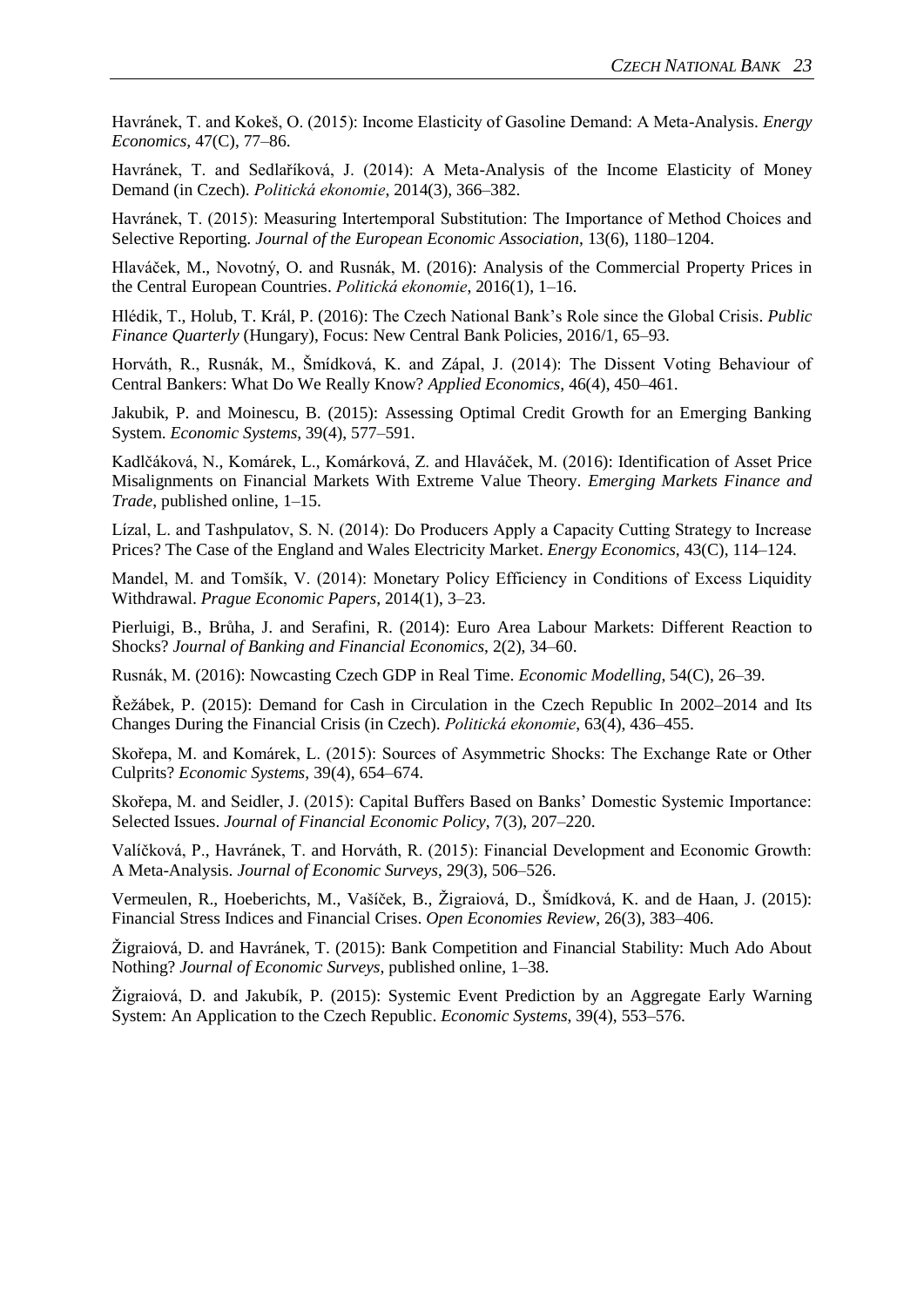Havránek, T. and Kokeš, O. (2015): Income Elasticity of Gasoline Demand: A Meta-Analysis. *Energy Economics*, 47(C), 77–86.

Havránek, T. and Sedlaříková, J. (2014): A Meta-Analysis of the Income Elasticity of Money Demand (in Czech). *Politická ekonomie*, 2014(3), 366–382.

Havránek, T. (2015): Measuring Intertemporal Substitution: The Importance of Method Choices and Selective Reporting. *Journal of the European Economic Association*, 13(6), 1180–1204.

Hlaváček, M., Novotný, O. and Rusnák, M. (2016): Analysis of the Commercial Property Prices in the Central European Countries. *Politická ekonomie*, 2016(1), 1–16.

Hlédik, T., Holub, T. Král, P. (2016): The Czech National Bank's Role since the Global Crisis. *Public Finance Quarterly* (Hungary), Focus: New Central Bank Policies, 2016/1, 65–93.

Horváth, R., Rusnák, M., Šmídková, K. and Zápal, J. (2014): The Dissent Voting Behaviour of Central Bankers: What Do We Really Know? *Applied Economics*, 46(4), 450–461.

Jakubik, P. and Moinescu, B. (2015): Assessing Optimal Credit Growth for an Emerging Banking System. *Economic Systems*, 39(4), 577–591.

Kadlčáková, N., Komárek, L., Komárková, Z. and Hlaváček, M. (2016): Identification of Asset Price Misalignments on Financial Markets With Extreme Value Theory. *Emerging Markets Finance and Trade*, published online, 1–15.

Lízal, L. and Tashpulatov, S. N. (2014): Do Producers Apply a Capacity Cutting Strategy to Increase Prices? The Case of the England and Wales Electricity Market. *Energy Economics*, 43(C), 114–124.

Mandel, M. and Tomšík, V. (2014): Monetary Policy Efficiency in Conditions of Excess Liquidity Withdrawal. *Prague Economic Papers*, 2014(1), 3–23.

Pierluigi, B., Brůha, J. and Serafini, R. (2014): Euro Area Labour Markets: Different Reaction to Shocks? *Journal of Banking and Financial Economics*, 2(2), 34–60.

Rusnák, M. (2016): Nowcasting Czech GDP in Real Time. *Economic Modelling*, 54(C), 26–39.

Řežábek, P. (2015): Demand for Cash in Circulation in the Czech Republic In 2002–2014 and Its Changes During the Financial Crisis (in Czech). *Politická ekonomie*, 63(4), 436–455.

Skořepa, M. and Komárek, L. (2015): Sources of Asymmetric Shocks: The Exchange Rate or Other Culprits? *Economic Systems*, 39(4), 654–674.

Skořepa, M. and Seidler, J. (2015): Capital Buffers Based on Banks' Domestic Systemic Importance: Selected Issues. *Journal of Financial Economic Policy*, 7(3), 207–220.

Valíčková, P., Havránek, T. and Horváth, R. (2015): Financial Development and Economic Growth: A Meta-Analysis. *Journal of Economic Surveys*, 29(3), 506–526.

Vermeulen, R., Hoeberichts, M., Vašíček, B., Žigraiová, D., Šmídková, K. and de Haan, J. (2015): Financial Stress Indices and Financial Crises. *Open Economies Review*, 26(3), 383–406.

Žigraiová, D. and Havránek, T. (2015): Bank Competition and Financial Stability: Much Ado About Nothing? *Journal of Economic Surveys*, published online, 1–38.

Žigraiová, D. and Jakubík, P. (2015): Systemic Event Prediction by an Aggregate Early Warning System: An Application to the Czech Republic. *Economic Systems*, 39(4), 553–576.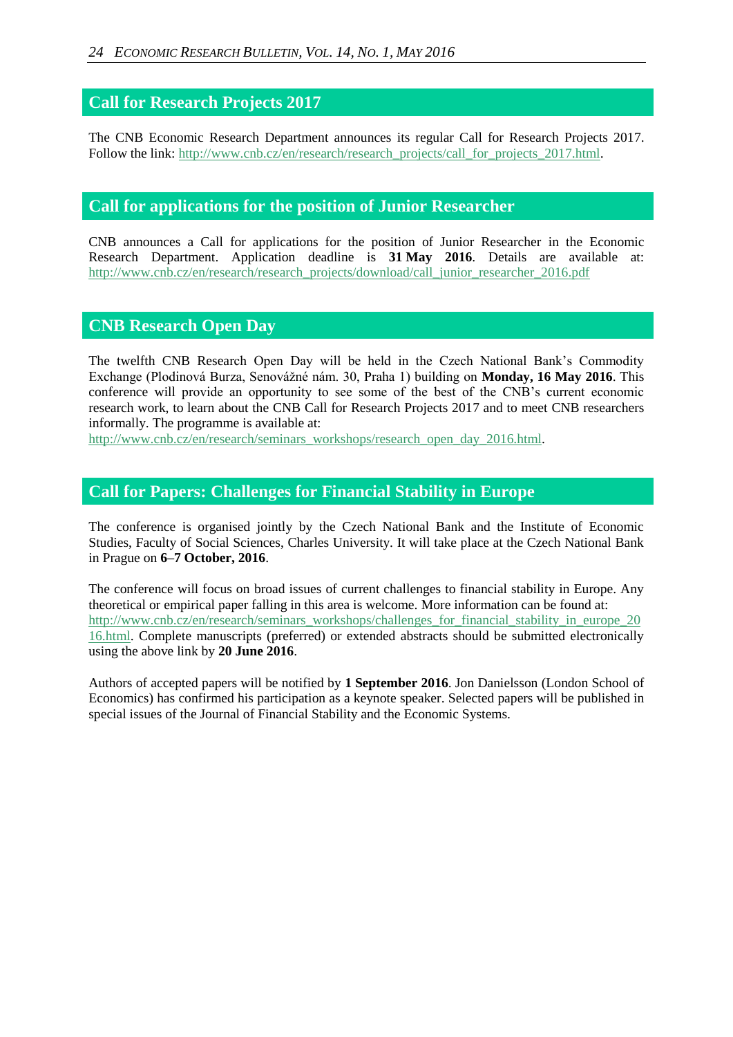## Call for Research Projects 2017

The CNB Economic Research Department announces its regular Call for Research Projects 2017. Follow the link: http://www.cnb.cz/en/research/research_projects/call_for_projects_2017.html.

## Call for applications for the position of Junior Researcher

CNB announces a Call for applications for the position of Junior Researcher in the Economic Research Department. Application deadline is **31 May 2016**. Details are available at: http://www.cnb.cz/en/research/research_projects/download/call_junior_researcher_2016.pdf

## CNB Research Open Day

The twelfth CNB Research Open Day will be held in the Czech National Bank's Commodity Exchange (Plodinová Burza, Senovážné nám. 30, Praha 1) building on **Monday, 16 May 2016**. This conference will provide an opportunity to see some of the best of the CNB's current economic research work, to learn about the CNB Call for Research Projects 2017 and to meet CNB researchers informally. The programme is available at:
http://www.cnb.cz/en/research/seminars_workshops/research_open_day_2016.html.

## Call for Papers: Challenges for Financial Stability in Europe

The conference is organised jointly by the Czech National Bank and the Institute of Economic Studies, Faculty of Social Sciences, Charles University. It will take place at the Czech National Bank in Prague on **6–7 October, 2016**.

The conference will focus on broad issues of current challenges to financial stability in Europe. Any theoretical or empirical paper falling in this area is welcome. More information can be found at: http://www.cnb.cz/en/research/seminars_workshops/challenges_for_financial_stability_in_europe_2016.html. Complete manuscripts (preferred) or extended abstracts should be submitted electronically using the above link by **20 June 2016**.

Authors of accepted papers will be notified by **1 September 2016**. Jon Danielsson (London School of Economics) has confirmed his participation as a keynote speaker. Selected papers will be published in special issues of the Journal of Financial Stability and the Economic Systems.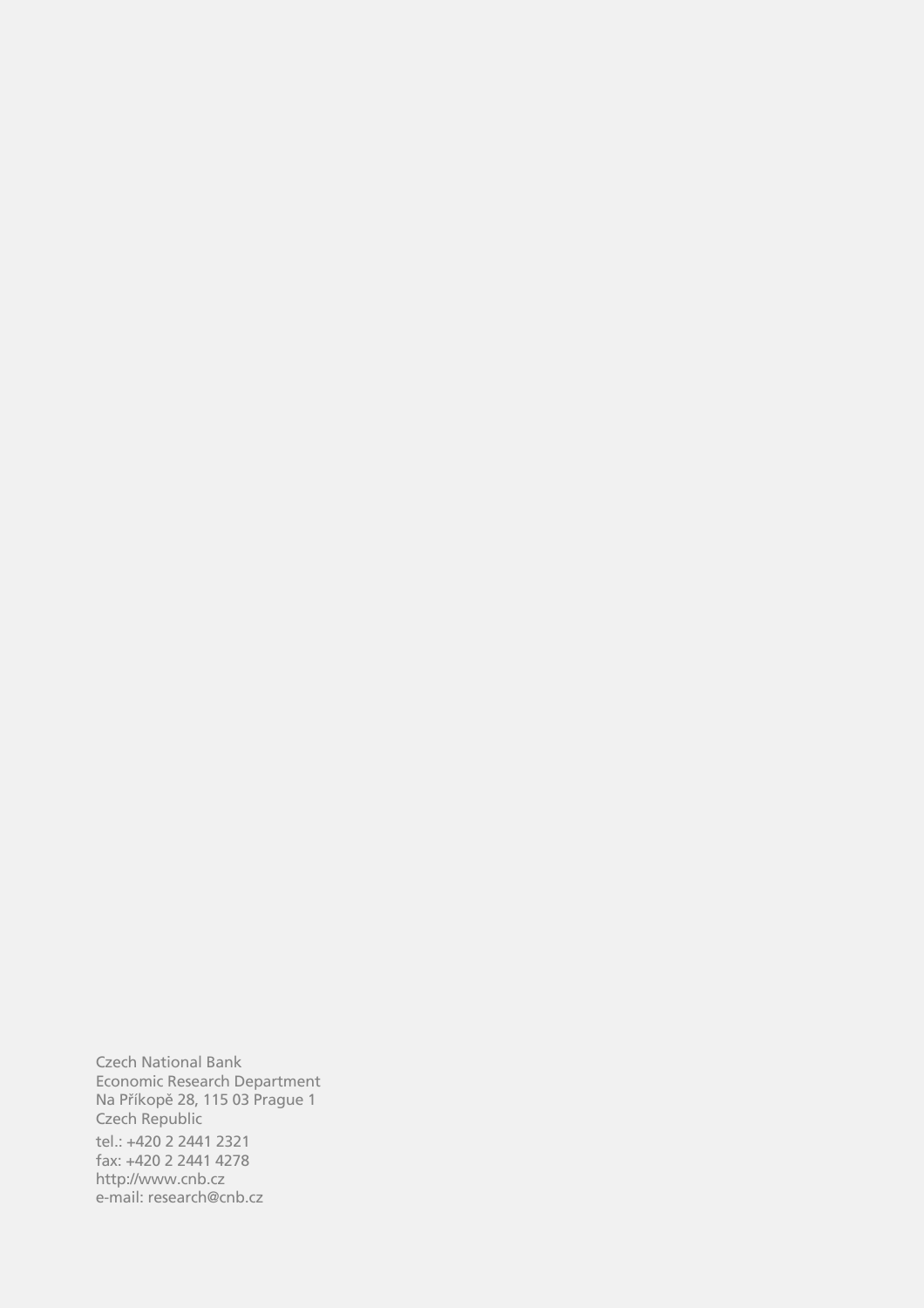Czech National Bank
Economic Research Department
Na Příkopě 28, 115 03 Prague 1
Czech Republic

tel.: +420 2 2441 2321
fax: +420 2 2441 4278
http://www.cnb.cz
e-mail: research@cnb.cz